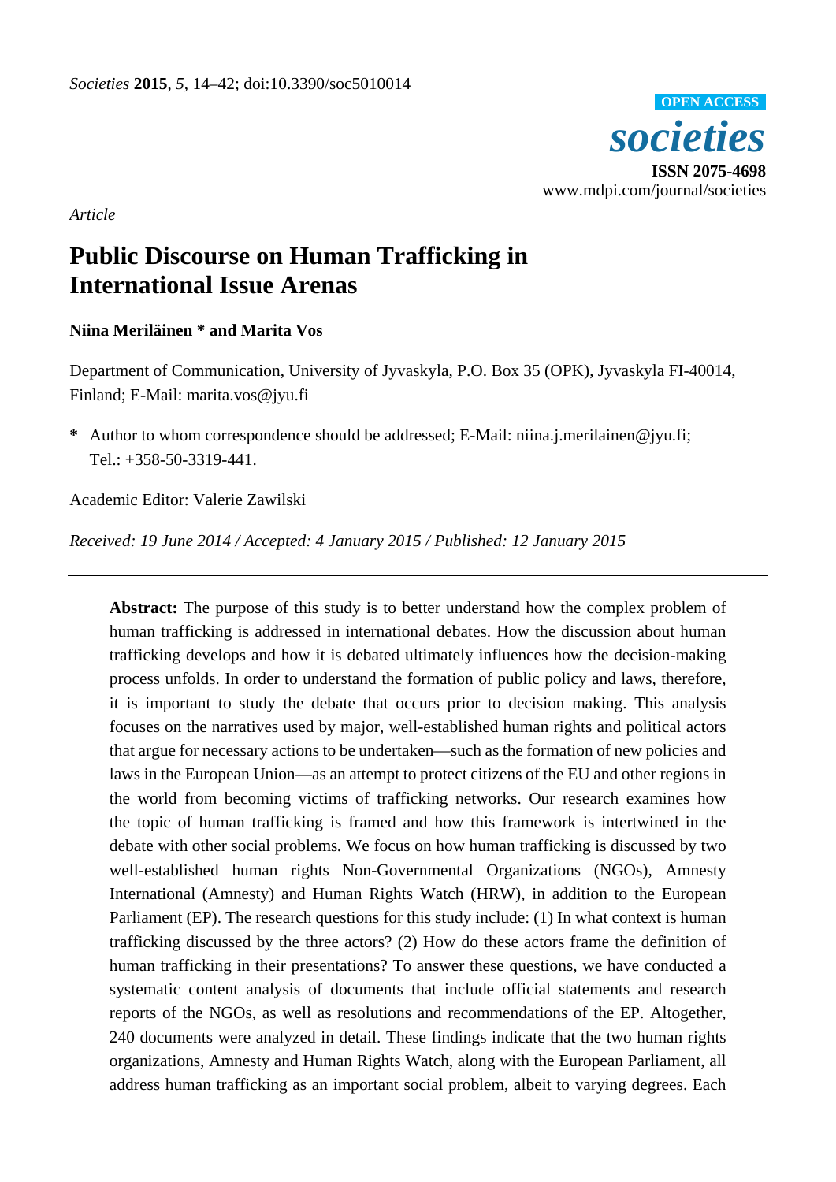*Article*

# Public Discourse on Human Trafficking in International Issue Arenas

**Niina Meriläinen * and Marita Vos**

Department of Communication, University of Jyvaskyla, P.O. Box 35 (OPK), Jyvaskyla FI-40014, Finland; E-Mail: marita.vos@jyu.fi

**\*** Author to whom correspondence should be addressed; E-Mail: niina.j.merilainen@jyu.fi; Tel.: +358-50-3319-441.

Academic Editor: Valerie Zawilski

*Received: 19 June 2014 / Accepted: 4 January 2015 / Published: 12 January 2015*

---

**Abstract:** The purpose of this study is to better understand how the complex problem of human trafficking is addressed in international debates. How the discussion about human trafficking develops and how it is debated ultimately influences how the decision-making process unfolds. In order to understand the formation of public policy and laws, therefore, it is important to study the debate that occurs prior to decision making. This analysis focuses on the narratives used by major, well-established human rights and political actors that argue for necessary actions to be undertaken—such as the formation of new policies and laws in the European Union—as an attempt to protect citizens of the EU and other regions in the world from becoming victims of trafficking networks. Our research examines how the topic of human trafficking is framed and how this framework is intertwined in the debate with other social problems. We focus on how human trafficking is discussed by two well-established human rights Non-Governmental Organizations (NGOs), Amnesty International (Amnesty) and Human Rights Watch (HRW), in addition to the European Parliament (EP). The research questions for this study include: (1) In what context is human trafficking discussed by the three actors? (2) How do these actors frame the definition of human trafficking in their presentations? To answer these questions, we have conducted a systematic content analysis of documents that include official statements and research reports of the NGOs, as well as resolutions and recommendations of the EP. Altogether, 240 documents were analyzed in detail. These findings indicate that the two human rights organizations, Amnesty and Human Rights Watch, along with the European Parliament, all address human trafficking as an important social problem, albeit to varying degrees. Each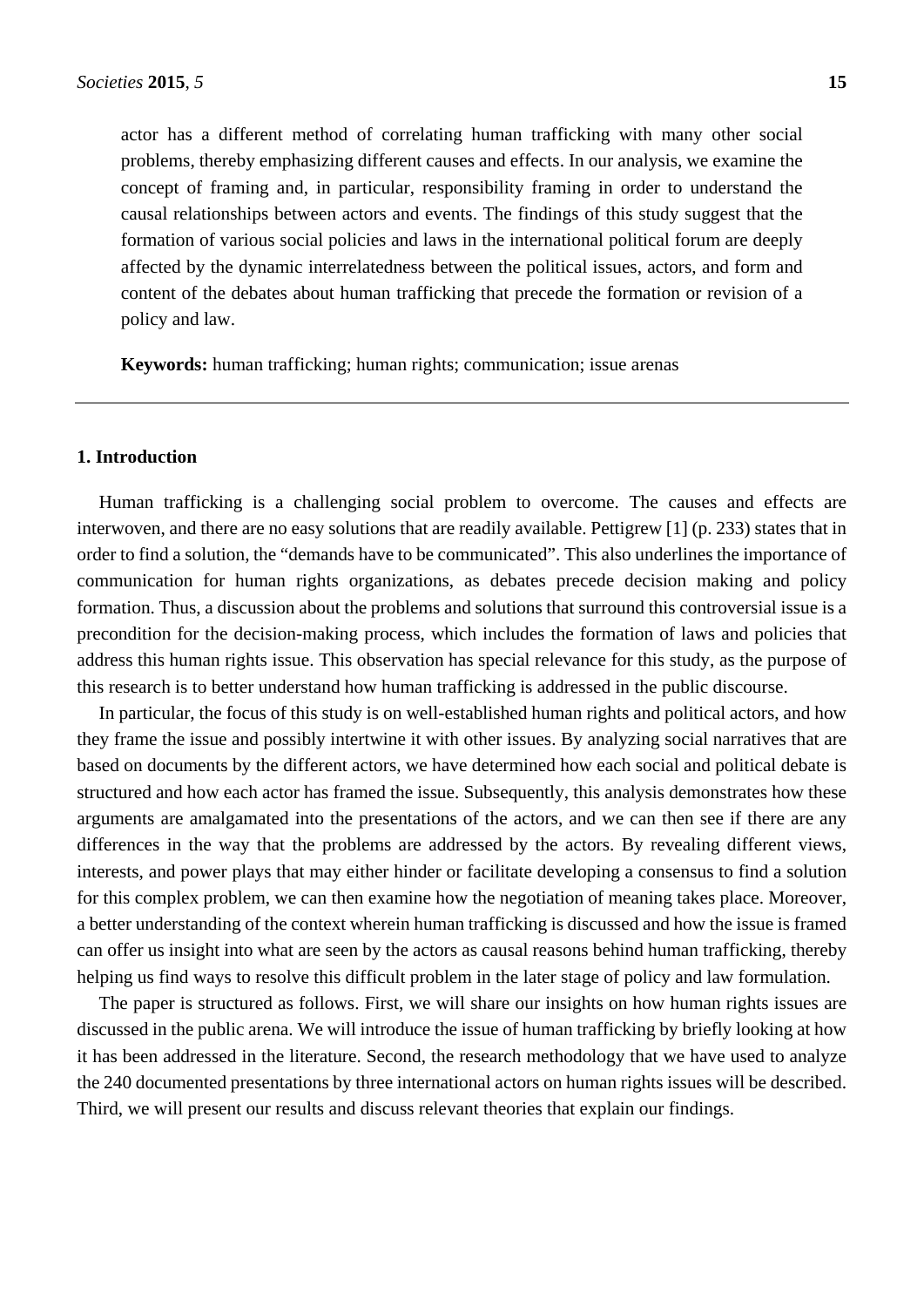actor has a different method of correlating human trafficking with many other social problems, thereby emphasizing different causes and effects. In our analysis, we examine the concept of framing and, in particular, responsibility framing in order to understand the causal relationships between actors and events. The findings of this study suggest that the formation of various social policies and laws in the international political forum are deeply affected by the dynamic interrelatedness between the political issues, actors, and form and content of the debates about human trafficking that precede the formation or revision of a policy and law.

**Keywords:** human trafficking; human rights; communication; issue arenas

---

## 1. Introduction

Human trafficking is a challenging social problem to overcome. The causes and effects are interwoven, and there are no easy solutions that are readily available. Pettigrew [1] (p. 233) states that in order to find a solution, the "demands have to be communicated". This also underlines the importance of communication for human rights organizations, as debates precede decision making and policy formation. Thus, a discussion about the problems and solutions that surround this controversial issue is a precondition for the decision-making process, which includes the formation of laws and policies that address this human rights issue. This observation has special relevance for this study, as the purpose of this research is to better understand how human trafficking is addressed in the public discourse.

In particular, the focus of this study is on well-established human rights and political actors, and how they frame the issue and possibly intertwine it with other issues. By analyzing social narratives that are based on documents by the different actors, we have determined how each social and political debate is structured and how each actor has framed the issue. Subsequently, this analysis demonstrates how these arguments are amalgamated into the presentations of the actors, and we can then see if there are any differences in the way that the problems are addressed by the actors. By revealing different views, interests, and power plays that may either hinder or facilitate developing a consensus to find a solution for this complex problem, we can then examine how the negotiation of meaning takes place. Moreover, a better understanding of the context wherein human trafficking is discussed and how the issue is framed can offer us insight into what are seen by the actors as causal reasons behind human trafficking, thereby helping us find ways to resolve this difficult problem in the later stage of policy and law formulation.

The paper is structured as follows. First, we will share our insights on how human rights issues are discussed in the public arena. We will introduce the issue of human trafficking by briefly looking at how it has been addressed in the literature. Second, the research methodology that we have used to analyze the 240 documented presentations by three international actors on human rights issues will be described. Third, we will present our results and discuss relevant theories that explain our findings.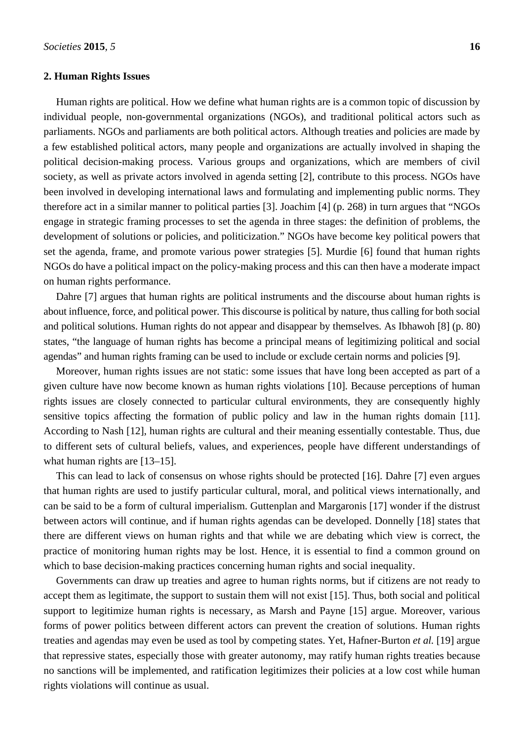## 2. Human Rights Issues

Human rights are political. How we define what human rights are is a common topic of discussion by individual people, non-governmental organizations (NGOs), and traditional political actors such as parliaments. NGOs and parliaments are both political actors. Although treaties and policies are made by a few established political actors, many people and organizations are actually involved in shaping the political decision-making process. Various groups and organizations, which are members of civil society, as well as private actors involved in agenda setting [2], contribute to this process. NGOs have been involved in developing international laws and formulating and implementing public norms. They therefore act in a similar manner to political parties [3]. Joachim [4] (p. 268) in turn argues that "NGOs engage in strategic framing processes to set the agenda in three stages: the definition of problems, the development of solutions or policies, and politicization." NGOs have become key political powers that set the agenda, frame, and promote various power strategies [5]. Murdie [6] found that human rights NGOs do have a political impact on the policy-making process and this can then have a moderate impact on human rights performance.

Dahre [7] argues that human rights are political instruments and the discourse about human rights is about influence, force, and political power. This discourse is political by nature, thus calling for both social and political solutions. Human rights do not appear and disappear by themselves. As Ibhawoh [8] (p. 80) states, "the language of human rights has become a principal means of legitimizing political and social agendas" and human rights framing can be used to include or exclude certain norms and policies [9].

Moreover, human rights issues are not static: some issues that have long been accepted as part of a given culture have now become known as human rights violations [10]. Because perceptions of human rights issues are closely connected to particular cultural environments, they are consequently highly sensitive topics affecting the formation of public policy and law in the human rights domain [11]. According to Nash [12], human rights are cultural and their meaning essentially contestable. Thus, due to different sets of cultural beliefs, values, and experiences, people have different understandings of what human rights are [13–15].

This can lead to lack of consensus on whose rights should be protected [16]. Dahre [7] even argues that human rights are used to justify particular cultural, moral, and political views internationally, and can be said to be a form of cultural imperialism. Guttenplan and Margaronis [17] wonder if the distrust between actors will continue, and if human rights agendas can be developed. Donnelly [18] states that there are different views on human rights and that while we are debating which view is correct, the practice of monitoring human rights may be lost. Hence, it is essential to find a common ground on which to base decision-making practices concerning human rights and social inequality.

Governments can draw up treaties and agree to human rights norms, but if citizens are not ready to accept them as legitimate, the support to sustain them will not exist [15]. Thus, both social and political support to legitimize human rights is necessary, as Marsh and Payne [15] argue. Moreover, various forms of power politics between different actors can prevent the creation of solutions. Human rights treaties and agendas may even be used as tool by competing states. Yet, Hafner-Burton *et al.* [19] argue that repressive states, especially those with greater autonomy, may ratify human rights treaties because no sanctions will be implemented, and ratification legitimizes their policies at a low cost while human rights violations will continue as usual.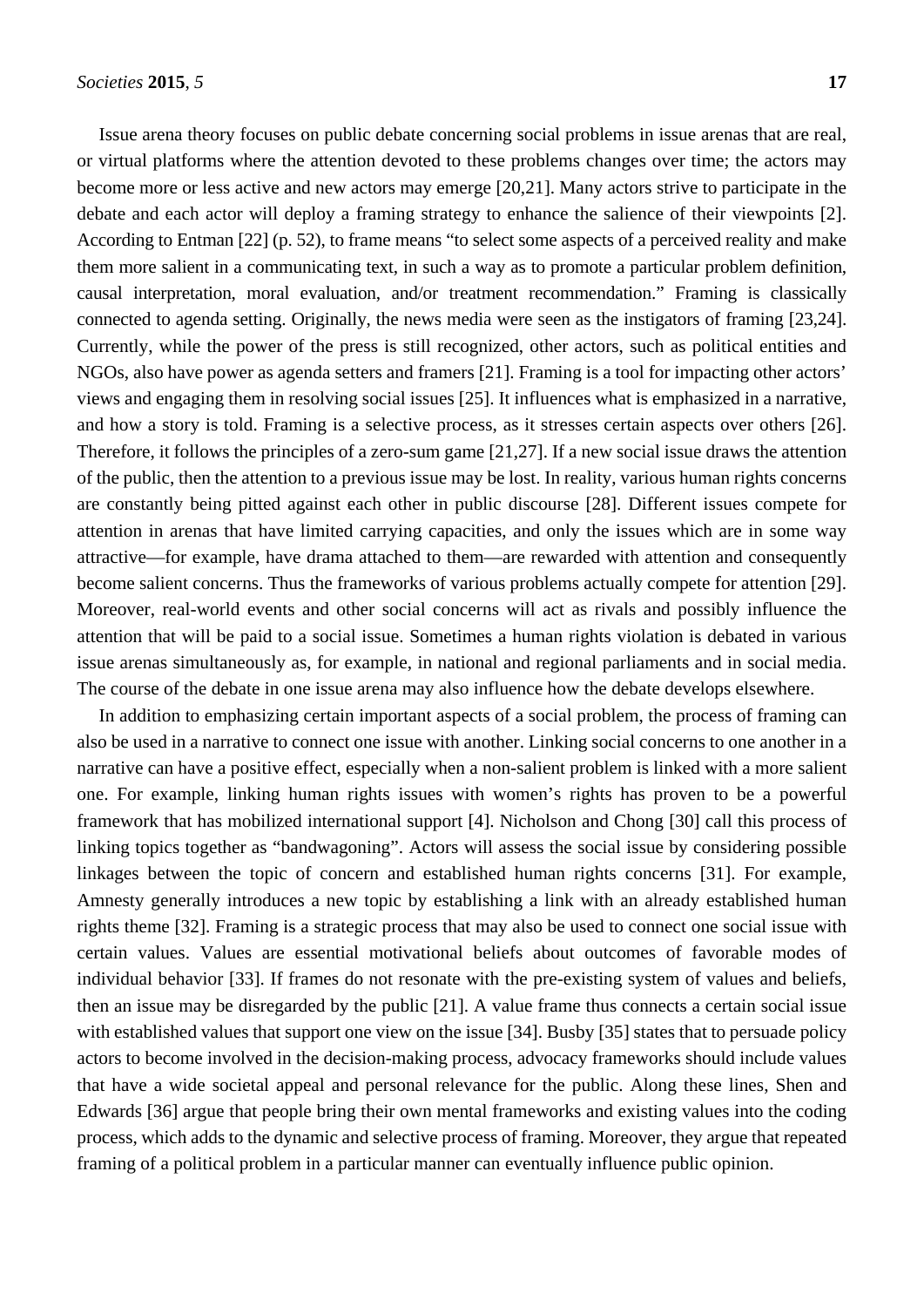Issue arena theory focuses on public debate concerning social problems in issue arenas that are real, or virtual platforms where the attention devoted to these problems changes over time; the actors may become more or less active and new actors may emerge [20,21]. Many actors strive to participate in the debate and each actor will deploy a framing strategy to enhance the salience of their viewpoints [2]. According to Entman [22] (p. 52), to frame means "to select some aspects of a perceived reality and make them more salient in a communicating text, in such a way as to promote a particular problem definition, causal interpretation, moral evaluation, and/or treatment recommendation." Framing is classically connected to agenda setting. Originally, the news media were seen as the instigators of framing [23,24]. Currently, while the power of the press is still recognized, other actors, such as political entities and NGOs, also have power as agenda setters and framers [21]. Framing is a tool for impacting other actors' views and engaging them in resolving social issues [25]. It influences what is emphasized in a narrative, and how a story is told. Framing is a selective process, as it stresses certain aspects over others [26]. Therefore, it follows the principles of a zero-sum game [21,27]. If a new social issue draws the attention of the public, then the attention to a previous issue may be lost. In reality, various human rights concerns are constantly being pitted against each other in public discourse [28]. Different issues compete for attention in arenas that have limited carrying capacities, and only the issues which are in some way attractive—for example, have drama attached to them—are rewarded with attention and consequently become salient concerns. Thus the frameworks of various problems actually compete for attention [29]. Moreover, real-world events and other social concerns will act as rivals and possibly influence the attention that will be paid to a social issue. Sometimes a human rights violation is debated in various issue arenas simultaneously as, for example, in national and regional parliaments and in social media. The course of the debate in one issue arena may also influence how the debate develops elsewhere.

In addition to emphasizing certain important aspects of a social problem, the process of framing can also be used in a narrative to connect one issue with another. Linking social concerns to one another in a narrative can have a positive effect, especially when a non-salient problem is linked with a more salient one. For example, linking human rights issues with women's rights has proven to be a powerful framework that has mobilized international support [4]. Nicholson and Chong [30] call this process of linking topics together as "bandwagoning". Actors will assess the social issue by considering possible linkages between the topic of concern and established human rights concerns [31]. For example, Amnesty generally introduces a new topic by establishing a link with an already established human rights theme [32]. Framing is a strategic process that may also be used to connect one social issue with certain values. Values are essential motivational beliefs about outcomes of favorable modes of individual behavior [33]. If frames do not resonate with the pre-existing system of values and beliefs, then an issue may be disregarded by the public [21]. A value frame thus connects a certain social issue with established values that support one view on the issue [34]. Busby [35] states that to persuade policy actors to become involved in the decision-making process, advocacy frameworks should include values that have a wide societal appeal and personal relevance for the public. Along these lines, Shen and Edwards [36] argue that people bring their own mental frameworks and existing values into the coding process, which adds to the dynamic and selective process of framing. Moreover, they argue that repeated framing of a political problem in a particular manner can eventually influence public opinion.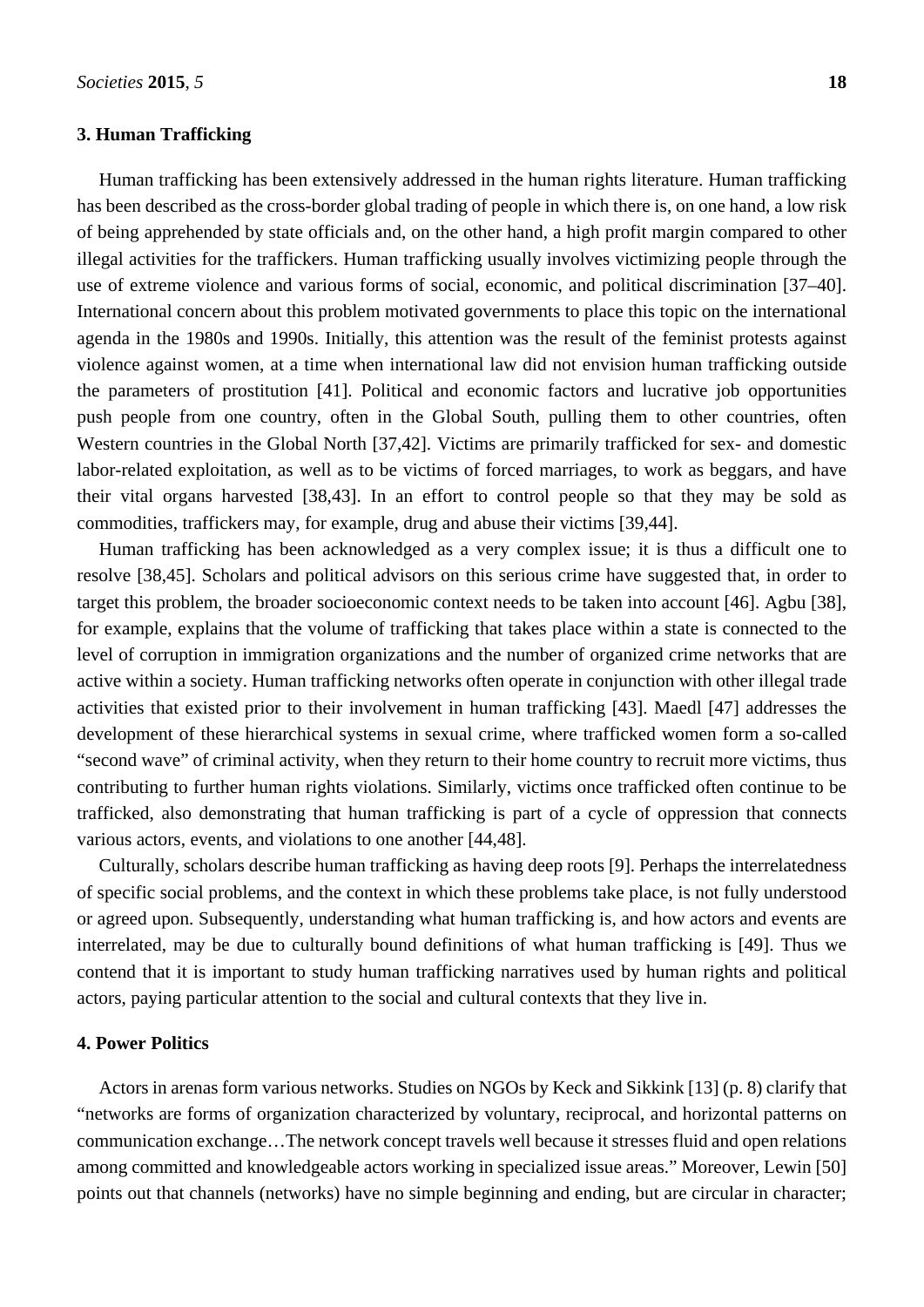## 3. Human Trafficking

Human trafficking has been extensively addressed in the human rights literature. Human trafficking has been described as the cross-border global trading of people in which there is, on one hand, a low risk of being apprehended by state officials and, on the other hand, a high profit margin compared to other illegal activities for the traffickers. Human trafficking usually involves victimizing people through the use of extreme violence and various forms of social, economic, and political discrimination [37–40]. International concern about this problem motivated governments to place this topic on the international agenda in the 1980s and 1990s. Initially, this attention was the result of the feminist protests against violence against women, at a time when international law did not envision human trafficking outside the parameters of prostitution [41]. Political and economic factors and lucrative job opportunities push people from one country, often in the Global South, pulling them to other countries, often Western countries in the Global North [37,42]. Victims are primarily trafficked for sex- and domestic labor-related exploitation, as well as to be victims of forced marriages, to work as beggars, and have their vital organs harvested [38,43]. In an effort to control people so that they may be sold as commodities, traffickers may, for example, drug and abuse their victims [39,44].

Human trafficking has been acknowledged as a very complex issue; it is thus a difficult one to resolve [38,45]. Scholars and political advisors on this serious crime have suggested that, in order to target this problem, the broader socioeconomic context needs to be taken into account [46]. Agbu [38], for example, explains that the volume of trafficking that takes place within a state is connected to the level of corruption in immigration organizations and the number of organized crime networks that are active within a society. Human trafficking networks often operate in conjunction with other illegal trade activities that existed prior to their involvement in human trafficking [43]. Maedl [47] addresses the development of these hierarchical systems in sexual crime, where trafficked women form a so-called "second wave" of criminal activity, when they return to their home country to recruit more victims, thus contributing to further human rights violations. Similarly, victims once trafficked often continue to be trafficked, also demonstrating that human trafficking is part of a cycle of oppression that connects various actors, events, and violations to one another [44,48].

Culturally, scholars describe human trafficking as having deep roots [9]. Perhaps the interrelatedness of specific social problems, and the context in which these problems take place, is not fully understood or agreed upon. Subsequently, understanding what human trafficking is, and how actors and events are interrelated, may be due to culturally bound definitions of what human trafficking is [49]. Thus we contend that it is important to study human trafficking narratives used by human rights and political actors, paying particular attention to the social and cultural contexts that they live in.

## 4. Power Politics

Actors in arenas form various networks. Studies on NGOs by Keck and Sikkink [13] (p. 8) clarify that "networks are forms of organization characterized by voluntary, reciprocal, and horizontal patterns on communication exchange…The network concept travels well because it stresses fluid and open relations among committed and knowledgeable actors working in specialized issue areas." Moreover, Lewin [50] points out that channels (networks) have no simple beginning and ending, but are circular in character;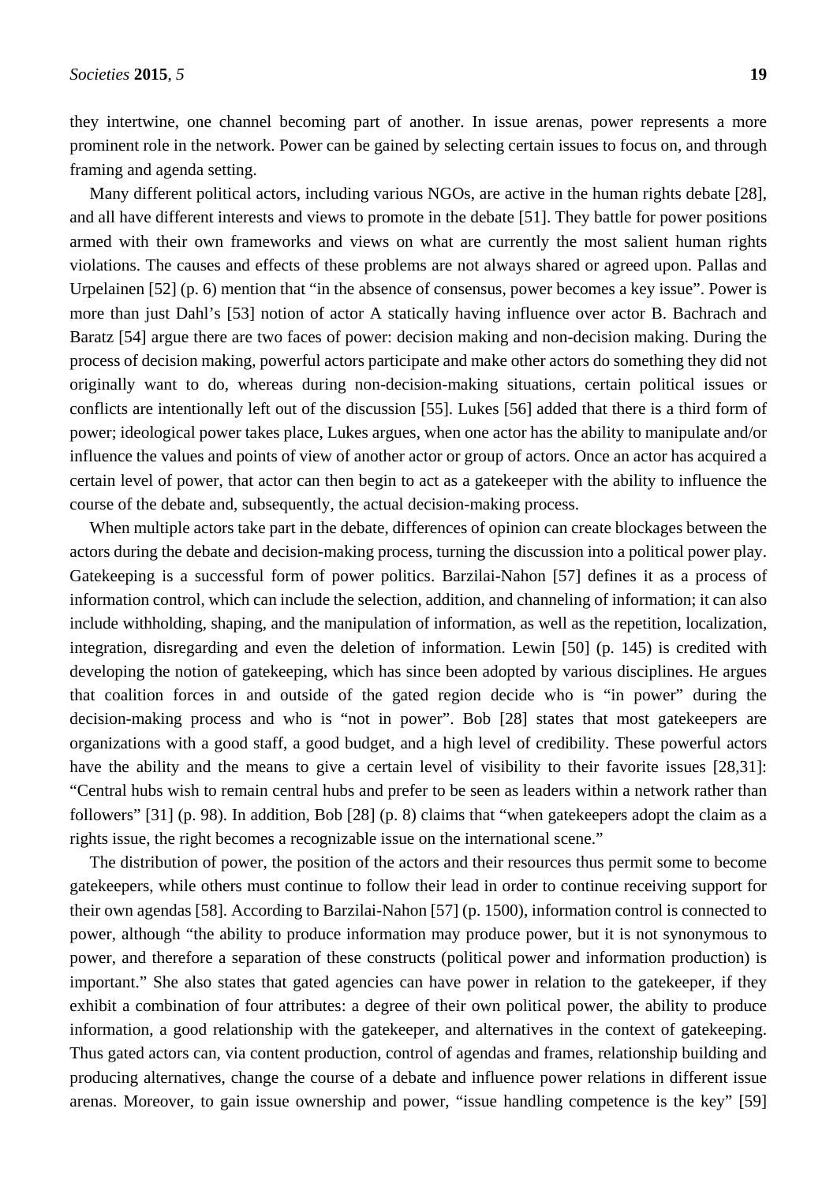they intertwine, one channel becoming part of another. In issue arenas, power represents a more prominent role in the network. Power can be gained by selecting certain issues to focus on, and through framing and agenda setting.

Many different political actors, including various NGOs, are active in the human rights debate [28], and all have different interests and views to promote in the debate [51]. They battle for power positions armed with their own frameworks and views on what are currently the most salient human rights violations. The causes and effects of these problems are not always shared or agreed upon. Pallas and Urpelainen [52] (p. 6) mention that "in the absence of consensus, power becomes a key issue". Power is more than just Dahl's [53] notion of actor A statically having influence over actor B. Bachrach and Baratz [54] argue there are two faces of power: decision making and non-decision making. During the process of decision making, powerful actors participate and make other actors do something they did not originally want to do, whereas during non-decision-making situations, certain political issues or conflicts are intentionally left out of the discussion [55]. Lukes [56] added that there is a third form of power; ideological power takes place, Lukes argues, when one actor has the ability to manipulate and/or influence the values and points of view of another actor or group of actors. Once an actor has acquired a certain level of power, that actor can then begin to act as a gatekeeper with the ability to influence the course of the debate and, subsequently, the actual decision-making process.

When multiple actors take part in the debate, differences of opinion can create blockages between the actors during the debate and decision-making process, turning the discussion into a political power play. Gatekeeping is a successful form of power politics. Barzilai-Nahon [57] defines it as a process of information control, which can include the selection, addition, and channeling of information; it can also include withholding, shaping, and the manipulation of information, as well as the repetition, localization, integration, disregarding and even the deletion of information. Lewin [50] (p. 145) is credited with developing the notion of gatekeeping, which has since been adopted by various disciplines. He argues that coalition forces in and outside of the gated region decide who is "in power" during the decision-making process and who is "not in power". Bob [28] states that most gatekeepers are organizations with a good staff, a good budget, and a high level of credibility. These powerful actors have the ability and the means to give a certain level of visibility to their favorite issues [28,31]: "Central hubs wish to remain central hubs and prefer to be seen as leaders within a network rather than followers" [31] (p. 98). In addition, Bob [28] (p. 8) claims that "when gatekeepers adopt the claim as a rights issue, the right becomes a recognizable issue on the international scene."

The distribution of power, the position of the actors and their resources thus permit some to become gatekeepers, while others must continue to follow their lead in order to continue receiving support for their own agendas [58]. According to Barzilai-Nahon [57] (p. 1500), information control is connected to power, although "the ability to produce information may produce power, but it is not synonymous to power, and therefore a separation of these constructs (political power and information production) is important." She also states that gated agencies can have power in relation to the gatekeeper, if they exhibit a combination of four attributes: a degree of their own political power, the ability to produce information, a good relationship with the gatekeeper, and alternatives in the context of gatekeeping. Thus gated actors can, via content production, control of agendas and frames, relationship building and producing alternatives, change the course of a debate and influence power relations in different issue arenas. Moreover, to gain issue ownership and power, "issue handling competence is the key" [59]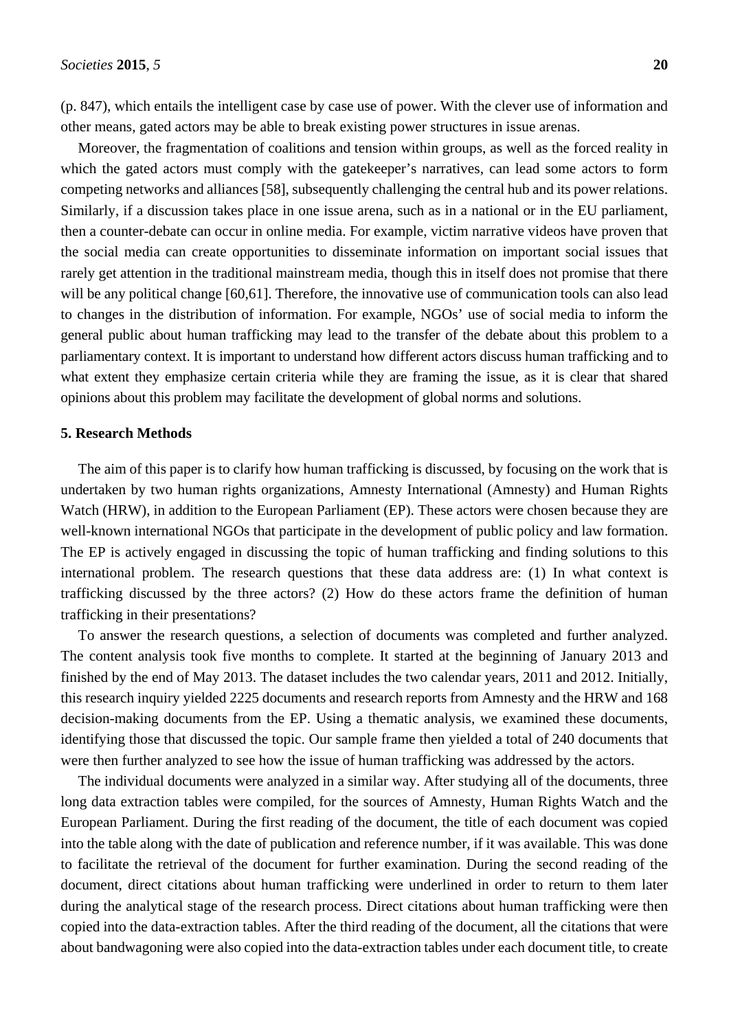(p. 847), which entails the intelligent case by case use of power. With the clever use of information and other means, gated actors may be able to break existing power structures in issue arenas.

Moreover, the fragmentation of coalitions and tension within groups, as well as the forced reality in which the gated actors must comply with the gatekeeper's narratives, can lead some actors to form competing networks and alliances [58], subsequently challenging the central hub and its power relations. Similarly, if a discussion takes place in one issue arena, such as in a national or in the EU parliament, then a counter-debate can occur in online media. For example, victim narrative videos have proven that the social media can create opportunities to disseminate information on important social issues that rarely get attention in the traditional mainstream media, though this in itself does not promise that there will be any political change [60,61]. Therefore, the innovative use of communication tools can also lead to changes in the distribution of information. For example, NGOs' use of social media to inform the general public about human trafficking may lead to the transfer of the debate about this problem to a parliamentary context. It is important to understand how different actors discuss human trafficking and to what extent they emphasize certain criteria while they are framing the issue, as it is clear that shared opinions about this problem may facilitate the development of global norms and solutions.

## 5. Research Methods

The aim of this paper is to clarify how human trafficking is discussed, by focusing on the work that is undertaken by two human rights organizations, Amnesty International (Amnesty) and Human Rights Watch (HRW), in addition to the European Parliament (EP). These actors were chosen because they are well-known international NGOs that participate in the development of public policy and law formation. The EP is actively engaged in discussing the topic of human trafficking and finding solutions to this international problem. The research questions that these data address are: (1) In what context is trafficking discussed by the three actors? (2) How do these actors frame the definition of human trafficking in their presentations?

To answer the research questions, a selection of documents was completed and further analyzed. The content analysis took five months to complete. It started at the beginning of January 2013 and finished by the end of May 2013. The dataset includes the two calendar years, 2011 and 2012. Initially, this research inquiry yielded 2225 documents and research reports from Amnesty and the HRW and 168 decision-making documents from the EP. Using a thematic analysis, we examined these documents, identifying those that discussed the topic. Our sample frame then yielded a total of 240 documents that were then further analyzed to see how the issue of human trafficking was addressed by the actors.

The individual documents were analyzed in a similar way. After studying all of the documents, three long data extraction tables were compiled, for the sources of Amnesty, Human Rights Watch and the European Parliament. During the first reading of the document, the title of each document was copied into the table along with the date of publication and reference number, if it was available. This was done to facilitate the retrieval of the document for further examination. During the second reading of the document, direct citations about human trafficking were underlined in order to return to them later during the analytical stage of the research process. Direct citations about human trafficking were then copied into the data-extraction tables. After the third reading of the document, all the citations that were about bandwagoning were also copied into the data-extraction tables under each document title, to create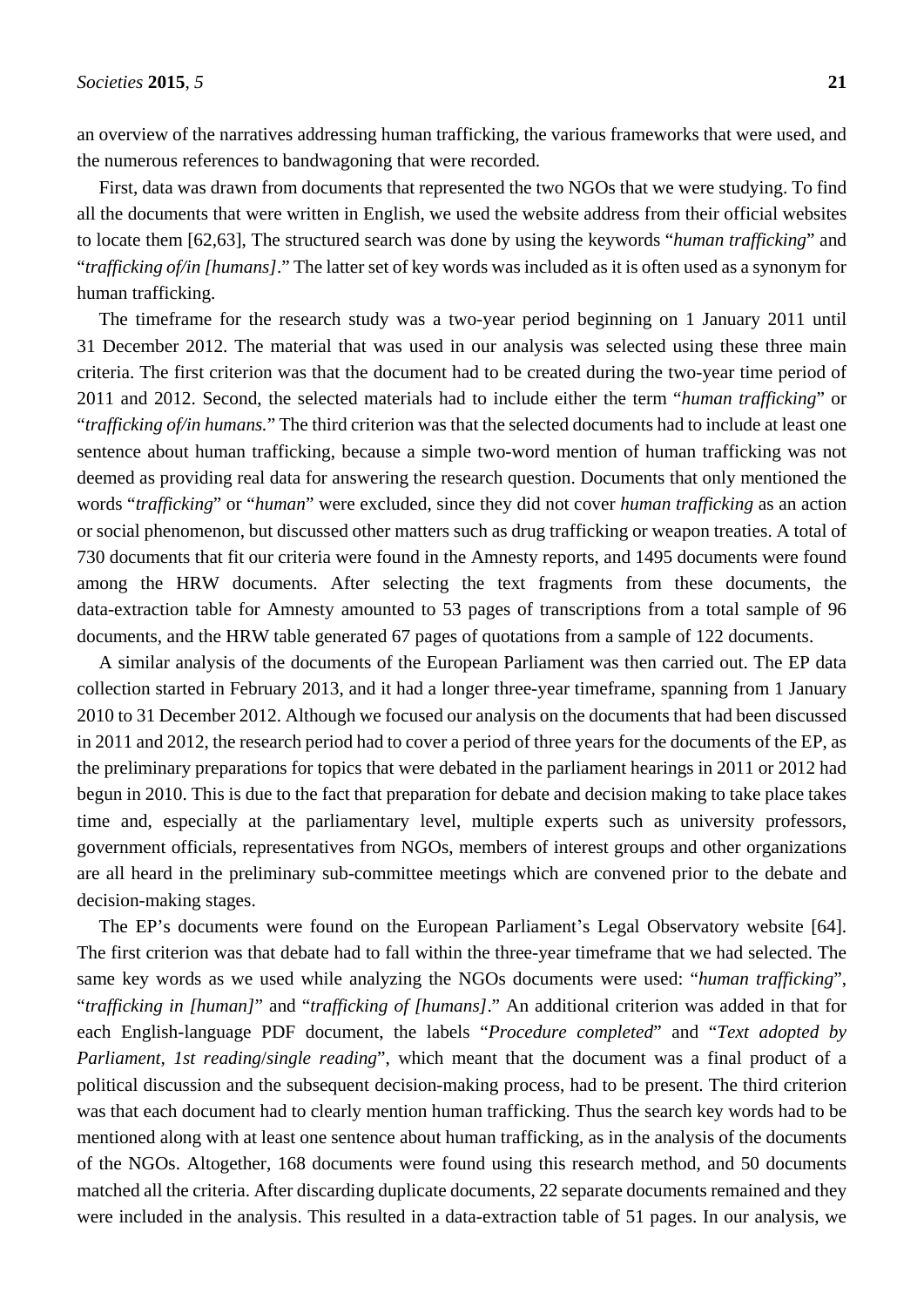an overview of the narratives addressing human trafficking, the various frameworks that were used, and the numerous references to bandwagoning that were recorded.

First, data was drawn from documents that represented the two NGOs that we were studying. To find all the documents that were written in English, we used the website address from their official websites to locate them [62,63], The structured search was done by using the keywords "*human trafficking*" and "*trafficking of/in [humans]*." The latter set of key words was included as it is often used as a synonym for human trafficking.

The timeframe for the research study was a two-year period beginning on 1 January 2011 until 31 December 2012. The material that was used in our analysis was selected using these three main criteria. The first criterion was that the document had to be created during the two-year time period of 2011 and 2012. Second, the selected materials had to include either the term "*human trafficking*" or "*trafficking of/in humans.*" The third criterion was that the selected documents had to include at least one sentence about human trafficking, because a simple two-word mention of human trafficking was not deemed as providing real data for answering the research question. Documents that only mentioned the words "*trafficking*" or "*human*" were excluded, since they did not cover *human trafficking* as an action or social phenomenon, but discussed other matters such as drug trafficking or weapon treaties. A total of 730 documents that fit our criteria were found in the Amnesty reports, and 1495 documents were found among the HRW documents. After selecting the text fragments from these documents, the data-extraction table for Amnesty amounted to 53 pages of transcriptions from a total sample of 96 documents, and the HRW table generated 67 pages of quotations from a sample of 122 documents.

A similar analysis of the documents of the European Parliament was then carried out. The EP data collection started in February 2013, and it had a longer three-year timeframe, spanning from 1 January 2010 to 31 December 2012. Although we focused our analysis on the documents that had been discussed in 2011 and 2012, the research period had to cover a period of three years for the documents of the EP, as the preliminary preparations for topics that were debated in the parliament hearings in 2011 or 2012 had begun in 2010. This is due to the fact that preparation for debate and decision making to take place takes time and, especially at the parliamentary level, multiple experts such as university professors, government officials, representatives from NGOs, members of interest groups and other organizations are all heard in the preliminary sub-committee meetings which are convened prior to the debate and decision-making stages.

The EP's documents were found on the European Parliament's Legal Observatory website [64]. The first criterion was that debate had to fall within the three-year timeframe that we had selected. The same key words as we used while analyzing the NGOs documents were used: "*human trafficking*", "*trafficking in [human]*" and "*trafficking of [humans]*." An additional criterion was added in that for each English-language PDF document, the labels "*Procedure completed*" and "*Text adopted by Parliament, 1st reading*/*single reading*", which meant that the document was a final product of a political discussion and the subsequent decision-making process, had to be present. The third criterion was that each document had to clearly mention human trafficking. Thus the search key words had to be mentioned along with at least one sentence about human trafficking, as in the analysis of the documents of the NGOs. Altogether, 168 documents were found using this research method, and 50 documents matched all the criteria. After discarding duplicate documents, 22 separate documents remained and they were included in the analysis. This resulted in a data-extraction table of 51 pages. In our analysis, we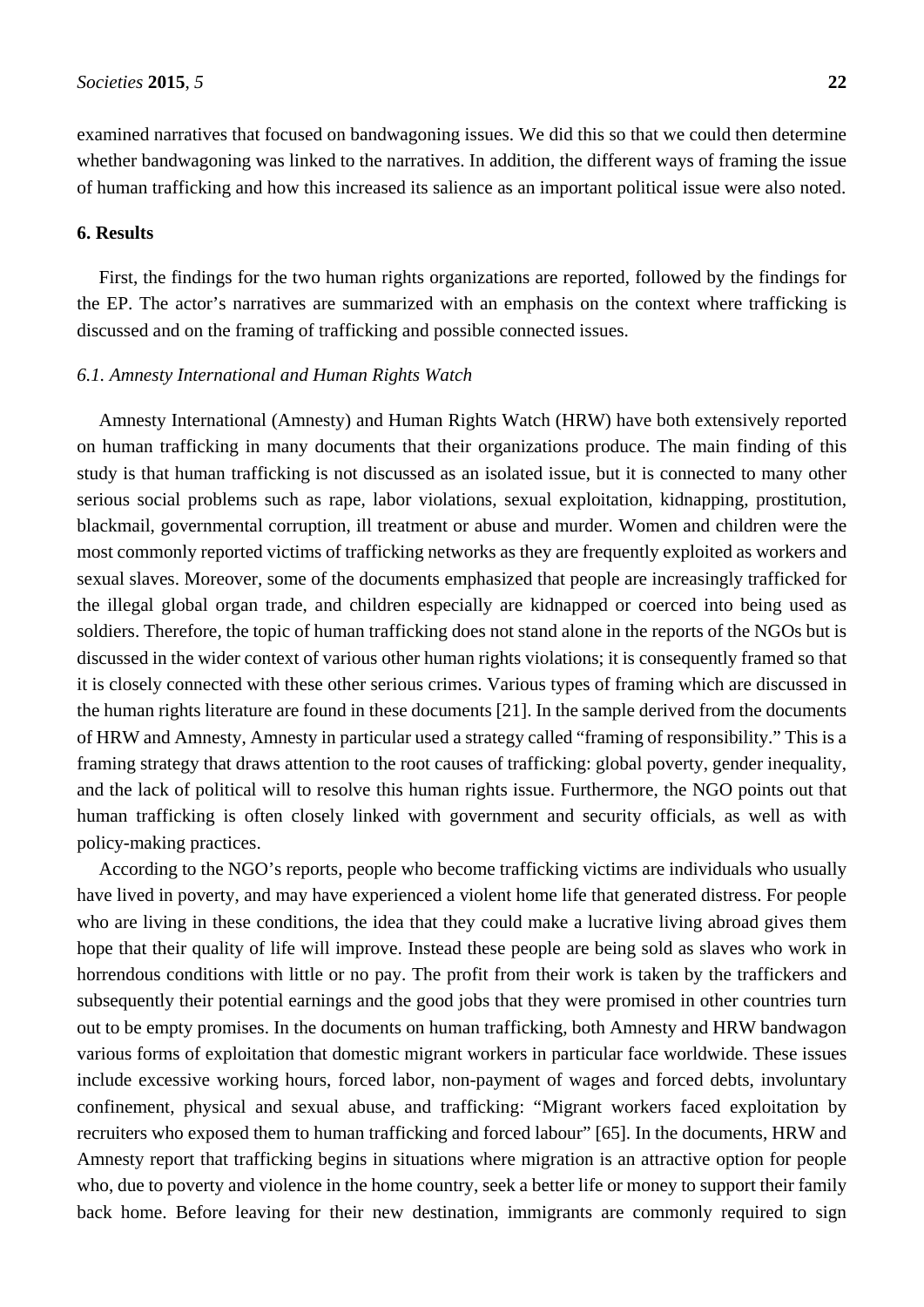examined narratives that focused on bandwagoning issues. We did this so that we could then determine whether bandwagoning was linked to the narratives. In addition, the different ways of framing the issue of human trafficking and how this increased its salience as an important political issue were also noted.

## 6. Results

First, the findings for the two human rights organizations are reported, followed by the findings for the EP. The actor's narratives are summarized with an emphasis on the context where trafficking is discussed and on the framing of trafficking and possible connected issues.

### *6.1. Amnesty International and Human Rights Watch*

Amnesty International (Amnesty) and Human Rights Watch (HRW) have both extensively reported on human trafficking in many documents that their organizations produce. The main finding of this study is that human trafficking is not discussed as an isolated issue, but it is connected to many other serious social problems such as rape, labor violations, sexual exploitation, kidnapping, prostitution, blackmail, governmental corruption, ill treatment or abuse and murder. Women and children were the most commonly reported victims of trafficking networks as they are frequently exploited as workers and sexual slaves. Moreover, some of the documents emphasized that people are increasingly trafficked for the illegal global organ trade, and children especially are kidnapped or coerced into being used as soldiers. Therefore, the topic of human trafficking does not stand alone in the reports of the NGOs but is discussed in the wider context of various other human rights violations; it is consequently framed so that it is closely connected with these other serious crimes. Various types of framing which are discussed in the human rights literature are found in these documents [21]. In the sample derived from the documents of HRW and Amnesty, Amnesty in particular used a strategy called "framing of responsibility." This is a framing strategy that draws attention to the root causes of trafficking: global poverty, gender inequality, and the lack of political will to resolve this human rights issue. Furthermore, the NGO points out that human trafficking is often closely linked with government and security officials, as well as with policy-making practices.

According to the NGO's reports, people who become trafficking victims are individuals who usually have lived in poverty, and may have experienced a violent home life that generated distress. For people who are living in these conditions, the idea that they could make a lucrative living abroad gives them hope that their quality of life will improve. Instead these people are being sold as slaves who work in horrendous conditions with little or no pay. The profit from their work is taken by the traffickers and subsequently their potential earnings and the good jobs that they were promised in other countries turn out to be empty promises. In the documents on human trafficking, both Amnesty and HRW bandwagon various forms of exploitation that domestic migrant workers in particular face worldwide. These issues include excessive working hours, forced labor, non-payment of wages and forced debts, involuntary confinement, physical and sexual abuse, and trafficking: "Migrant workers faced exploitation by recruiters who exposed them to human trafficking and forced labour" [65]. In the documents, HRW and Amnesty report that trafficking begins in situations where migration is an attractive option for people who, due to poverty and violence in the home country, seek a better life or money to support their family back home. Before leaving for their new destination, immigrants are commonly required to sign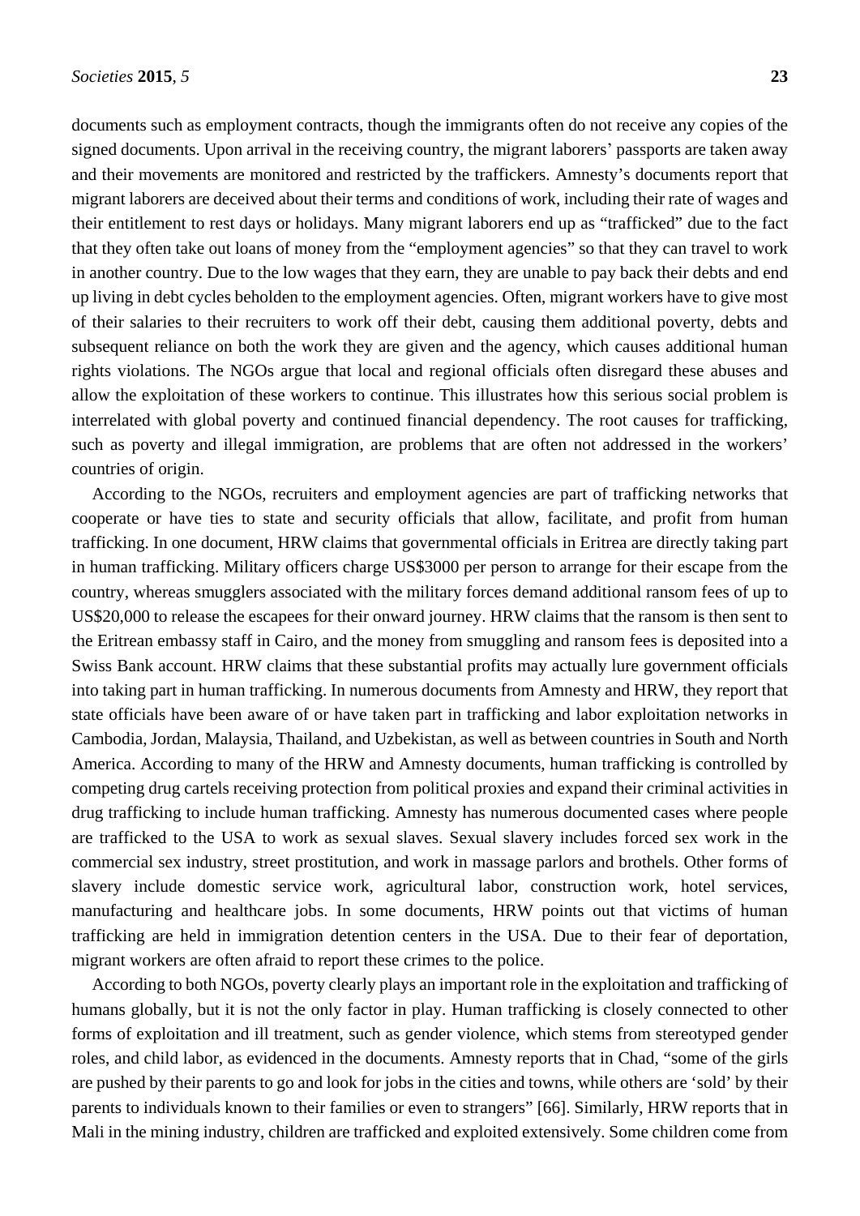documents such as employment contracts, though the immigrants often do not receive any copies of the signed documents. Upon arrival in the receiving country, the migrant laborers' passports are taken away and their movements are monitored and restricted by the traffickers. Amnesty's documents report that migrant laborers are deceived about their terms and conditions of work, including their rate of wages and their entitlement to rest days or holidays. Many migrant laborers end up as "trafficked" due to the fact that they often take out loans of money from the "employment agencies" so that they can travel to work in another country. Due to the low wages that they earn, they are unable to pay back their debts and end up living in debt cycles beholden to the employment agencies. Often, migrant workers have to give most of their salaries to their recruiters to work off their debt, causing them additional poverty, debts and subsequent reliance on both the work they are given and the agency, which causes additional human rights violations. The NGOs argue that local and regional officials often disregard these abuses and allow the exploitation of these workers to continue. This illustrates how this serious social problem is interrelated with global poverty and continued financial dependency. The root causes for trafficking, such as poverty and illegal immigration, are problems that are often not addressed in the workers' countries of origin.

According to the NGOs, recruiters and employment agencies are part of trafficking networks that cooperate or have ties to state and security officials that allow, facilitate, and profit from human trafficking. In one document, HRW claims that governmental officials in Eritrea are directly taking part in human trafficking. Military officers charge US$3000 per person to arrange for their escape from the country, whereas smugglers associated with the military forces demand additional ransom fees of up to US$20,000 to release the escapees for their onward journey. HRW claims that the ransom is then sent to the Eritrean embassy staff in Cairo, and the money from smuggling and ransom fees is deposited into a Swiss Bank account. HRW claims that these substantial profits may actually lure government officials into taking part in human trafficking. In numerous documents from Amnesty and HRW, they report that state officials have been aware of or have taken part in trafficking and labor exploitation networks in Cambodia, Jordan, Malaysia, Thailand, and Uzbekistan, as well as between countries in South and North America. According to many of the HRW and Amnesty documents, human trafficking is controlled by competing drug cartels receiving protection from political proxies and expand their criminal activities in drug trafficking to include human trafficking. Amnesty has numerous documented cases where people are trafficked to the USA to work as sexual slaves. Sexual slavery includes forced sex work in the commercial sex industry, street prostitution, and work in massage parlors and brothels. Other forms of slavery include domestic service work, agricultural labor, construction work, hotel services, manufacturing and healthcare jobs. In some documents, HRW points out that victims of human trafficking are held in immigration detention centers in the USA. Due to their fear of deportation, migrant workers are often afraid to report these crimes to the police.

According to both NGOs, poverty clearly plays an important role in the exploitation and trafficking of humans globally, but it is not the only factor in play. Human trafficking is closely connected to other forms of exploitation and ill treatment, such as gender violence, which stems from stereotyped gender roles, and child labor, as evidenced in the documents. Amnesty reports that in Chad, "some of the girls are pushed by their parents to go and look for jobs in the cities and towns, while others are 'sold' by their parents to individuals known to their families or even to strangers" [66]. Similarly, HRW reports that in Mali in the mining industry, children are trafficked and exploited extensively. Some children come from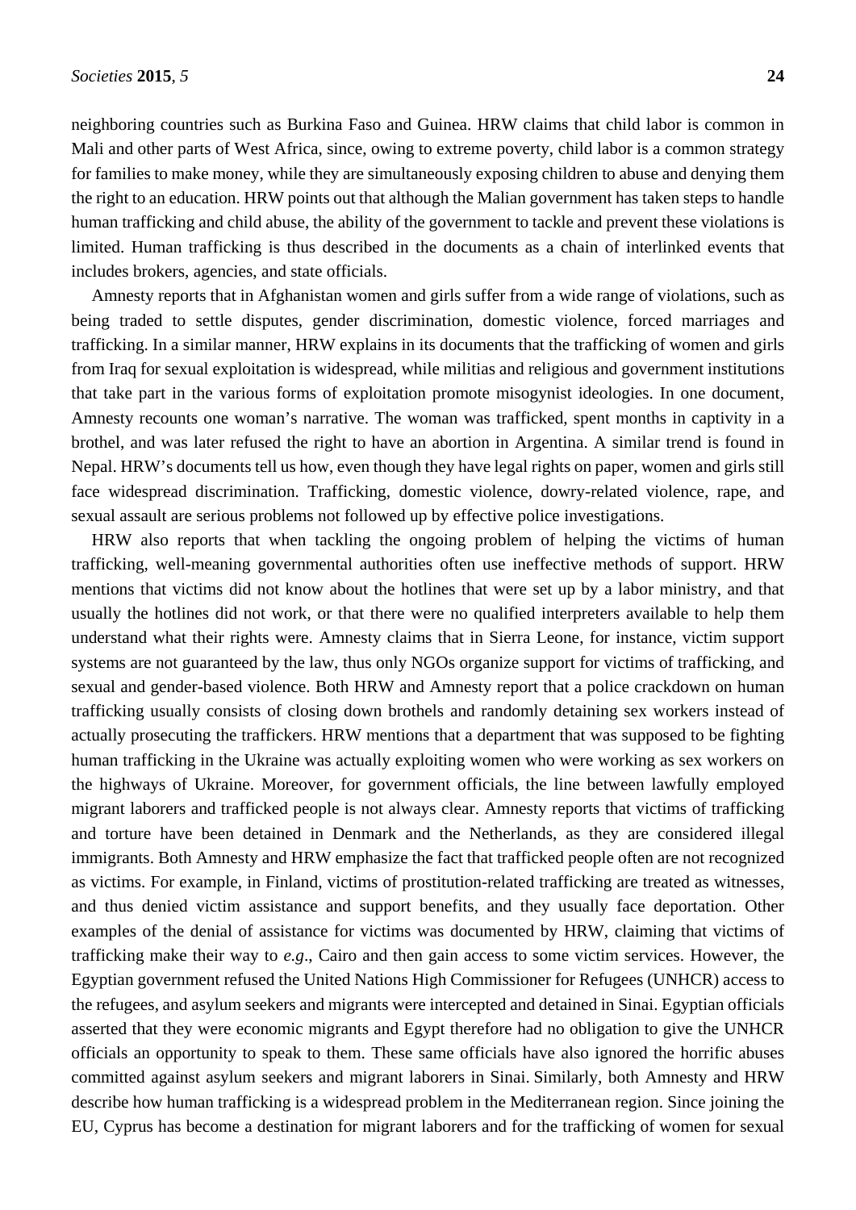neighboring countries such as Burkina Faso and Guinea. HRW claims that child labor is common in Mali and other parts of West Africa, since, owing to extreme poverty, child labor is a common strategy for families to make money, while they are simultaneously exposing children to abuse and denying them the right to an education. HRW points out that although the Malian government has taken steps to handle human trafficking and child abuse, the ability of the government to tackle and prevent these violations is limited. Human trafficking is thus described in the documents as a chain of interlinked events that includes brokers, agencies, and state officials.

Amnesty reports that in Afghanistan women and girls suffer from a wide range of violations, such as being traded to settle disputes, gender discrimination, domestic violence, forced marriages and trafficking. In a similar manner, HRW explains in its documents that the trafficking of women and girls from Iraq for sexual exploitation is widespread, while militias and religious and government institutions that take part in the various forms of exploitation promote misogynist ideologies. In one document, Amnesty recounts one woman's narrative. The woman was trafficked, spent months in captivity in a brothel, and was later refused the right to have an abortion in Argentina. A similar trend is found in Nepal. HRW's documents tell us how, even though they have legal rights on paper, women and girls still face widespread discrimination. Trafficking, domestic violence, dowry-related violence, rape, and sexual assault are serious problems not followed up by effective police investigations.

HRW also reports that when tackling the ongoing problem of helping the victims of human trafficking, well-meaning governmental authorities often use ineffective methods of support. HRW mentions that victims did not know about the hotlines that were set up by a labor ministry, and that usually the hotlines did not work, or that there were no qualified interpreters available to help them understand what their rights were. Amnesty claims that in Sierra Leone, for instance, victim support systems are not guaranteed by the law, thus only NGOs organize support for victims of trafficking, and sexual and gender-based violence. Both HRW and Amnesty report that a police crackdown on human trafficking usually consists of closing down brothels and randomly detaining sex workers instead of actually prosecuting the traffickers. HRW mentions that a department that was supposed to be fighting human trafficking in the Ukraine was actually exploiting women who were working as sex workers on the highways of Ukraine. Moreover, for government officials, the line between lawfully employed migrant laborers and trafficked people is not always clear. Amnesty reports that victims of trafficking and torture have been detained in Denmark and the Netherlands, as they are considered illegal immigrants. Both Amnesty and HRW emphasize the fact that trafficked people often are not recognized as victims. For example, in Finland, victims of prostitution-related trafficking are treated as witnesses, and thus denied victim assistance and support benefits, and they usually face deportation. Other examples of the denial of assistance for victims was documented by HRW, claiming that victims of trafficking make their way to *e.g.*, Cairo and then gain access to some victim services. However, the Egyptian government refused the United Nations High Commissioner for Refugees (UNHCR) access to the refugees, and asylum seekers and migrants were intercepted and detained in Sinai. Egyptian officials asserted that they were economic migrants and Egypt therefore had no obligation to give the UNHCR officials an opportunity to speak to them. These same officials have also ignored the horrific abuses committed against asylum seekers and migrant laborers in Sinai. Similarly, both Amnesty and HRW describe how human trafficking is a widespread problem in the Mediterranean region. Since joining the EU, Cyprus has become a destination for migrant laborers and for the trafficking of women for sexual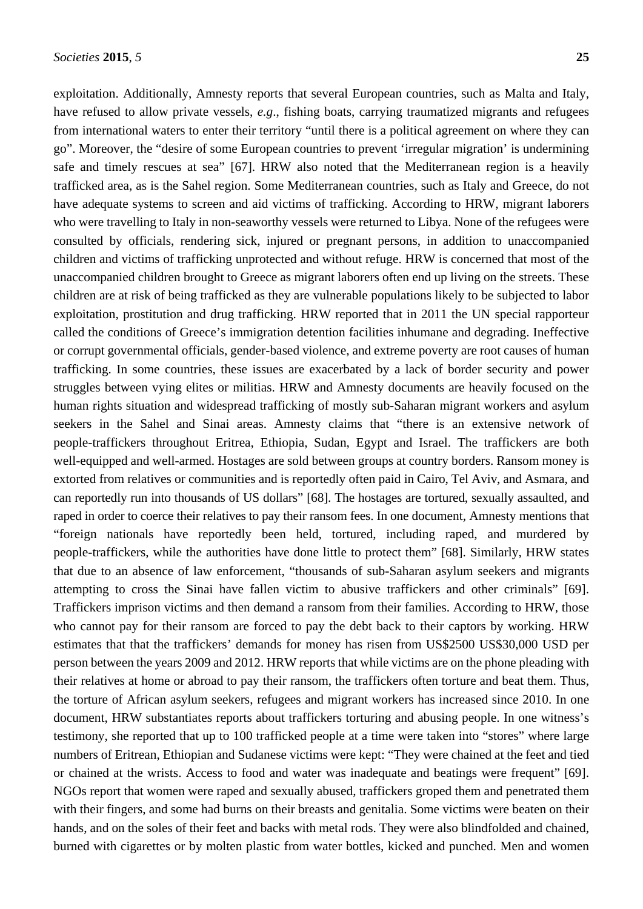exploitation. Additionally, Amnesty reports that several European countries, such as Malta and Italy, have refused to allow private vessels, *e.g*., fishing boats, carrying traumatized migrants and refugees from international waters to enter their territory "until there is a political agreement on where they can go". Moreover, the "desire of some European countries to prevent 'irregular migration' is undermining safe and timely rescues at sea" [67]. HRW also noted that the Mediterranean region is a heavily trafficked area, as is the Sahel region. Some Mediterranean countries, such as Italy and Greece, do not have adequate systems to screen and aid victims of trafficking. According to HRW, migrant laborers who were travelling to Italy in non-seaworthy vessels were returned to Libya. None of the refugees were consulted by officials, rendering sick, injured or pregnant persons, in addition to unaccompanied children and victims of trafficking unprotected and without refuge. HRW is concerned that most of the unaccompanied children brought to Greece as migrant laborers often end up living on the streets. These children are at risk of being trafficked as they are vulnerable populations likely to be subjected to labor exploitation, prostitution and drug trafficking. HRW reported that in 2011 the UN special rapporteur called the conditions of Greece's immigration detention facilities inhumane and degrading. Ineffective or corrupt governmental officials, gender-based violence, and extreme poverty are root causes of human trafficking. In some countries, these issues are exacerbated by a lack of border security and power struggles between vying elites or militias. HRW and Amnesty documents are heavily focused on the human rights situation and widespread trafficking of mostly sub-Saharan migrant workers and asylum seekers in the Sahel and Sinai areas. Amnesty claims that "there is an extensive network of people-traffickers throughout Eritrea, Ethiopia, Sudan, Egypt and Israel. The traffickers are both well-equipped and well-armed. Hostages are sold between groups at country borders. Ransom money is extorted from relatives or communities and is reportedly often paid in Cairo, Tel Aviv, and Asmara, and can reportedly run into thousands of US dollars" [68]. The hostages are tortured, sexually assaulted, and raped in order to coerce their relatives to pay their ransom fees. In one document, Amnesty mentions that "foreign nationals have reportedly been held, tortured, including raped, and murdered by people-traffickers, while the authorities have done little to protect them" [68]. Similarly, HRW states that due to an absence of law enforcement, "thousands of sub-Saharan asylum seekers and migrants attempting to cross the Sinai have fallen victim to abusive traffickers and other criminals" [69]. Traffickers imprison victims and then demand a ransom from their families. According to HRW, those who cannot pay for their ransom are forced to pay the debt back to their captors by working. HRW estimates that that the traffickers' demands for money has risen from US$2500 US$30,000 USD per person between the years 2009 and 2012. HRW reports that while victims are on the phone pleading with their relatives at home or abroad to pay their ransom, the traffickers often torture and beat them. Thus, the torture of African asylum seekers, refugees and migrant workers has increased since 2010. In one document, HRW substantiates reports about traffickers torturing and abusing people. In one witness's testimony, she reported that up to 100 trafficked people at a time were taken into "stores" where large numbers of Eritrean, Ethiopian and Sudanese victims were kept: "They were chained at the feet and tied or chained at the wrists. Access to food and water was inadequate and beatings were frequent" [69]. NGOs report that women were raped and sexually abused, traffickers groped them and penetrated them with their fingers, and some had burns on their breasts and genitalia. Some victims were beaten on their hands, and on the soles of their feet and backs with metal rods. They were also blindfolded and chained, burned with cigarettes or by molten plastic from water bottles, kicked and punched. Men and women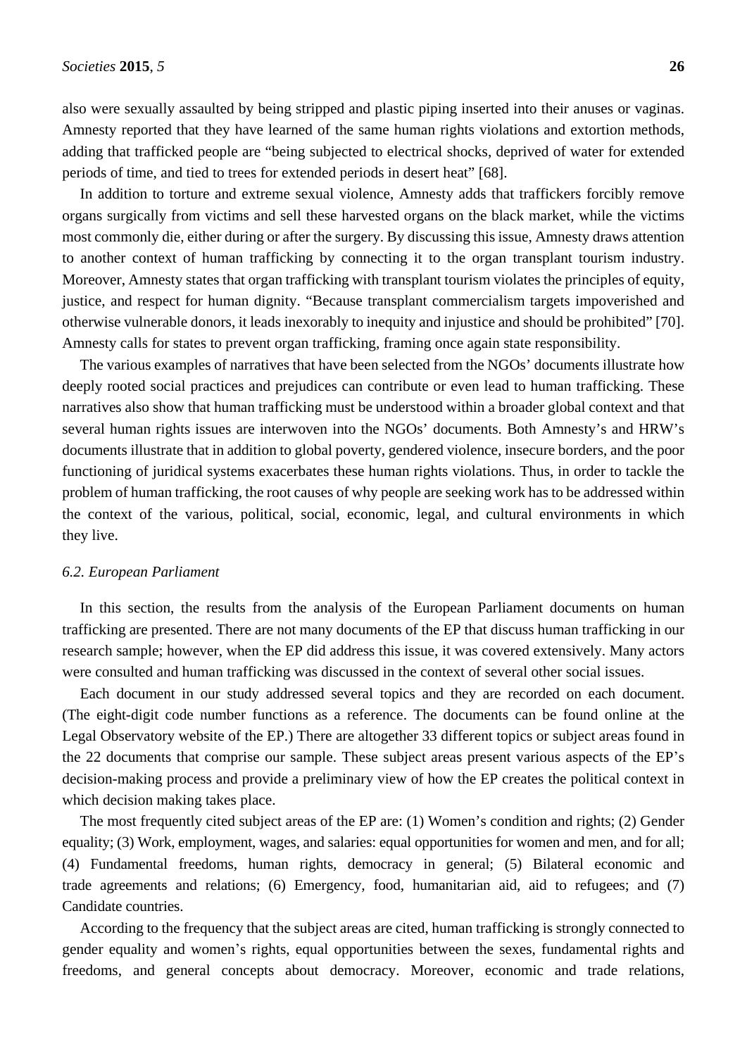also were sexually assaulted by being stripped and plastic piping inserted into their anuses or vaginas. Amnesty reported that they have learned of the same human rights violations and extortion methods, adding that trafficked people are "being subjected to electrical shocks, deprived of water for extended periods of time, and tied to trees for extended periods in desert heat" [68].

In addition to torture and extreme sexual violence, Amnesty adds that traffickers forcibly remove organs surgically from victims and sell these harvested organs on the black market, while the victims most commonly die, either during or after the surgery. By discussing this issue, Amnesty draws attention to another context of human trafficking by connecting it to the organ transplant tourism industry. Moreover, Amnesty states that organ trafficking with transplant tourism violates the principles of equity, justice, and respect for human dignity. "Because transplant commercialism targets impoverished and otherwise vulnerable donors, it leads inexorably to inequity and injustice and should be prohibited" [70]. Amnesty calls for states to prevent organ trafficking, framing once again state responsibility.

The various examples of narratives that have been selected from the NGOs' documents illustrate how deeply rooted social practices and prejudices can contribute or even lead to human trafficking. These narratives also show that human trafficking must be understood within a broader global context and that several human rights issues are interwoven into the NGOs' documents. Both Amnesty's and HRW's documents illustrate that in addition to global poverty, gendered violence, insecure borders, and the poor functioning of juridical systems exacerbates these human rights violations. Thus, in order to tackle the problem of human trafficking, the root causes of why people are seeking work has to be addressed within the context of the various, political, social, economic, legal, and cultural environments in which they live.

### *6.2. European Parliament*

In this section, the results from the analysis of the European Parliament documents on human trafficking are presented. There are not many documents of the EP that discuss human trafficking in our research sample; however, when the EP did address this issue, it was covered extensively. Many actors were consulted and human trafficking was discussed in the context of several other social issues.

Each document in our study addressed several topics and they are recorded on each document. (The eight-digit code number functions as a reference. The documents can be found online at the Legal Observatory website of the EP.) There are altogether 33 different topics or subject areas found in the 22 documents that comprise our sample. These subject areas present various aspects of the EP's decision-making process and provide a preliminary view of how the EP creates the political context in which decision making takes place.

The most frequently cited subject areas of the EP are: (1) Women's condition and rights; (2) Gender equality; (3) Work, employment, wages, and salaries: equal opportunities for women and men, and for all; (4) Fundamental freedoms, human rights, democracy in general; (5) Bilateral economic and trade agreements and relations; (6) Emergency, food, humanitarian aid, aid to refugees; and (7) Candidate countries.

According to the frequency that the subject areas are cited, human trafficking is strongly connected to gender equality and women's rights, equal opportunities between the sexes, fundamental rights and freedoms, and general concepts about democracy. Moreover, economic and trade relations,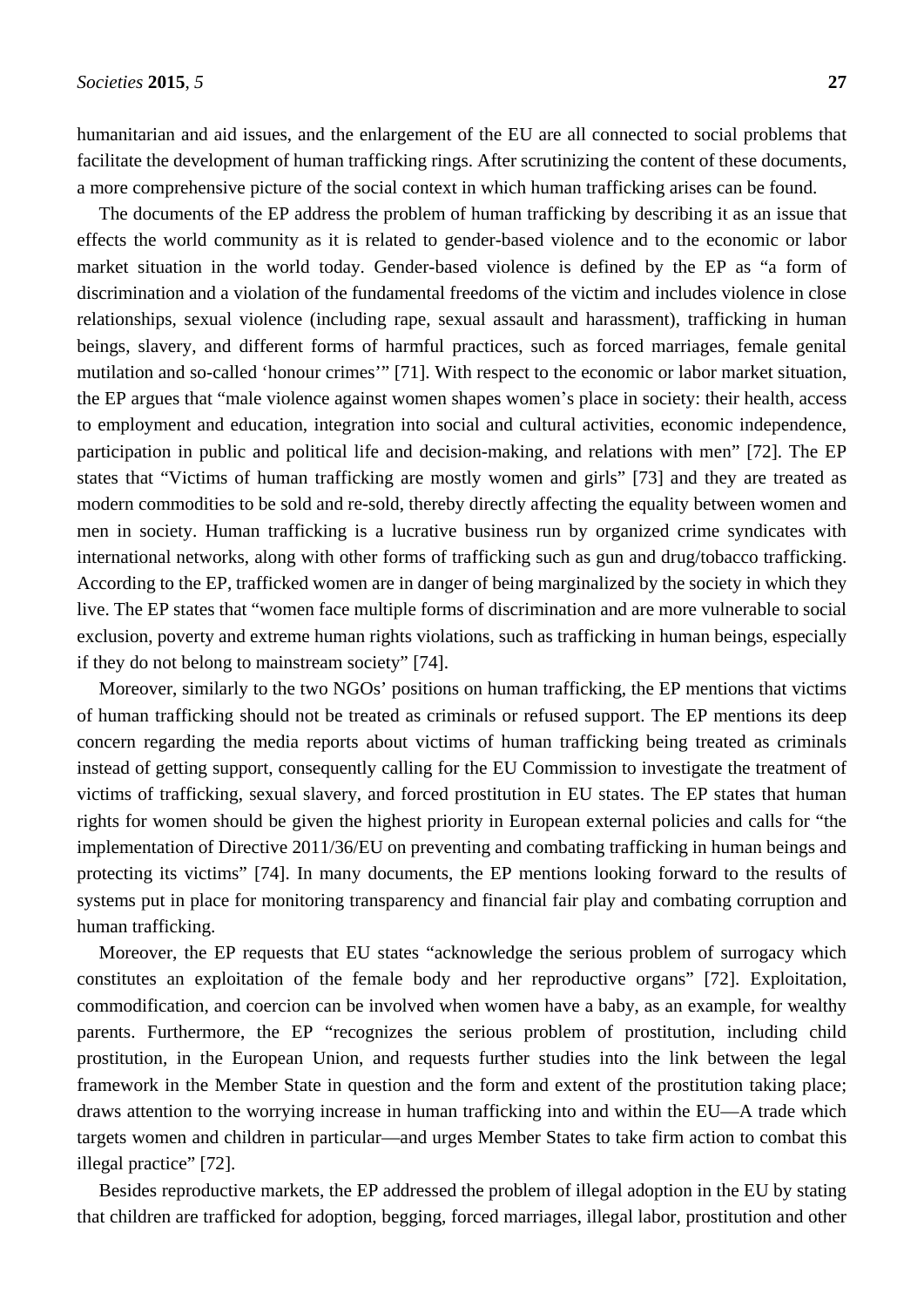humanitarian and aid issues, and the enlargement of the EU are all connected to social problems that facilitate the development of human trafficking rings. After scrutinizing the content of these documents, a more comprehensive picture of the social context in which human trafficking arises can be found.

The documents of the EP address the problem of human trafficking by describing it as an issue that effects the world community as it is related to gender-based violence and to the economic or labor market situation in the world today. Gender-based violence is defined by the EP as "a form of discrimination and a violation of the fundamental freedoms of the victim and includes violence in close relationships, sexual violence (including rape, sexual assault and harassment), trafficking in human beings, slavery, and different forms of harmful practices, such as forced marriages, female genital mutilation and so-called 'honour crimes'" [71]. With respect to the economic or labor market situation, the EP argues that "male violence against women shapes women's place in society: their health, access to employment and education, integration into social and cultural activities, economic independence, participation in public and political life and decision-making, and relations with men" [72]. The EP states that "Victims of human trafficking are mostly women and girls" [73] and they are treated as modern commodities to be sold and re-sold, thereby directly affecting the equality between women and men in society. Human trafficking is a lucrative business run by organized crime syndicates with international networks, along with other forms of trafficking such as gun and drug/tobacco trafficking. According to the EP, trafficked women are in danger of being marginalized by the society in which they live. The EP states that "women face multiple forms of discrimination and are more vulnerable to social exclusion, poverty and extreme human rights violations, such as trafficking in human beings, especially if they do not belong to mainstream society" [74].

Moreover, similarly to the two NGOs' positions on human trafficking, the EP mentions that victims of human trafficking should not be treated as criminals or refused support. The EP mentions its deep concern regarding the media reports about victims of human trafficking being treated as criminals instead of getting support, consequently calling for the EU Commission to investigate the treatment of victims of trafficking, sexual slavery, and forced prostitution in EU states. The EP states that human rights for women should be given the highest priority in European external policies and calls for "the implementation of Directive 2011/36/EU on preventing and combating trafficking in human beings and protecting its victims" [74]. In many documents, the EP mentions looking forward to the results of systems put in place for monitoring transparency and financial fair play and combating corruption and human trafficking.

Moreover, the EP requests that EU states "acknowledge the serious problem of surrogacy which constitutes an exploitation of the female body and her reproductive organs" [72]. Exploitation, commodification, and coercion can be involved when women have a baby, as an example, for wealthy parents. Furthermore, the EP "recognizes the serious problem of prostitution, including child prostitution, in the European Union, and requests further studies into the link between the legal framework in the Member State in question and the form and extent of the prostitution taking place; draws attention to the worrying increase in human trafficking into and within the EU—A trade which targets women and children in particular—and urges Member States to take firm action to combat this illegal practice" [72].

Besides reproductive markets, the EP addressed the problem of illegal adoption in the EU by stating that children are trafficked for adoption, begging, forced marriages, illegal labor, prostitution and other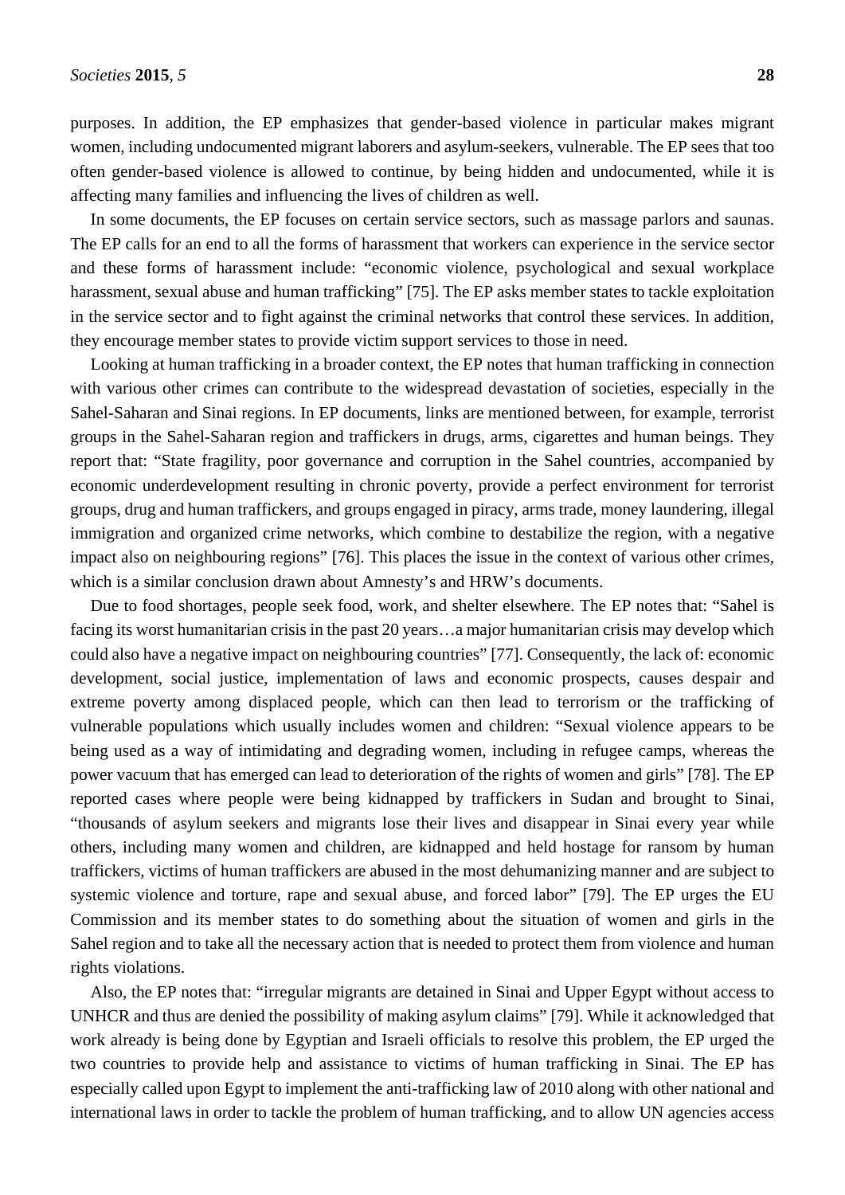purposes. In addition, the EP emphasizes that gender-based violence in particular makes migrant women, including undocumented migrant laborers and asylum-seekers, vulnerable. The EP sees that too often gender-based violence is allowed to continue, by being hidden and undocumented, while it is affecting many families and influencing the lives of children as well.

In some documents, the EP focuses on certain service sectors, such as massage parlors and saunas. The EP calls for an end to all the forms of harassment that workers can experience in the service sector and these forms of harassment include: "economic violence, psychological and sexual workplace harassment, sexual abuse and human trafficking" [75]. The EP asks member states to tackle exploitation in the service sector and to fight against the criminal networks that control these services. In addition, they encourage member states to provide victim support services to those in need.

Looking at human trafficking in a broader context, the EP notes that human trafficking in connection with various other crimes can contribute to the widespread devastation of societies, especially in the Sahel-Saharan and Sinai regions. In EP documents, links are mentioned between, for example, terrorist groups in the Sahel-Saharan region and traffickers in drugs, arms, cigarettes and human beings. They report that: "State fragility, poor governance and corruption in the Sahel countries, accompanied by economic underdevelopment resulting in chronic poverty, provide a perfect environment for terrorist groups, drug and human traffickers, and groups engaged in piracy, arms trade, money laundering, illegal immigration and organized crime networks, which combine to destabilize the region, with a negative impact also on neighbouring regions" [76]. This places the issue in the context of various other crimes, which is a similar conclusion drawn about Amnesty's and HRW's documents.

Due to food shortages, people seek food, work, and shelter elsewhere. The EP notes that: "Sahel is facing its worst humanitarian crisis in the past 20 years…a major humanitarian crisis may develop which could also have a negative impact on neighbouring countries" [77]. Consequently, the lack of: economic development, social justice, implementation of laws and economic prospects, causes despair and extreme poverty among displaced people, which can then lead to terrorism or the trafficking of vulnerable populations which usually includes women and children: "Sexual violence appears to be being used as a way of intimidating and degrading women, including in refugee camps, whereas the power vacuum that has emerged can lead to deterioration of the rights of women and girls" [78]. The EP reported cases where people were being kidnapped by traffickers in Sudan and brought to Sinai, "thousands of asylum seekers and migrants lose their lives and disappear in Sinai every year while others, including many women and children, are kidnapped and held hostage for ransom by human traffickers, victims of human traffickers are abused in the most dehumanizing manner and are subject to systemic violence and torture, rape and sexual abuse, and forced labor" [79]. The EP urges the EU Commission and its member states to do something about the situation of women and girls in the Sahel region and to take all the necessary action that is needed to protect them from violence and human rights violations.

Also, the EP notes that: "irregular migrants are detained in Sinai and Upper Egypt without access to UNHCR and thus are denied the possibility of making asylum claims" [79]. While it acknowledged that work already is being done by Egyptian and Israeli officials to resolve this problem, the EP urged the two countries to provide help and assistance to victims of human trafficking in Sinai. The EP has especially called upon Egypt to implement the anti-trafficking law of 2010 along with other national and international laws in order to tackle the problem of human trafficking, and to allow UN agencies access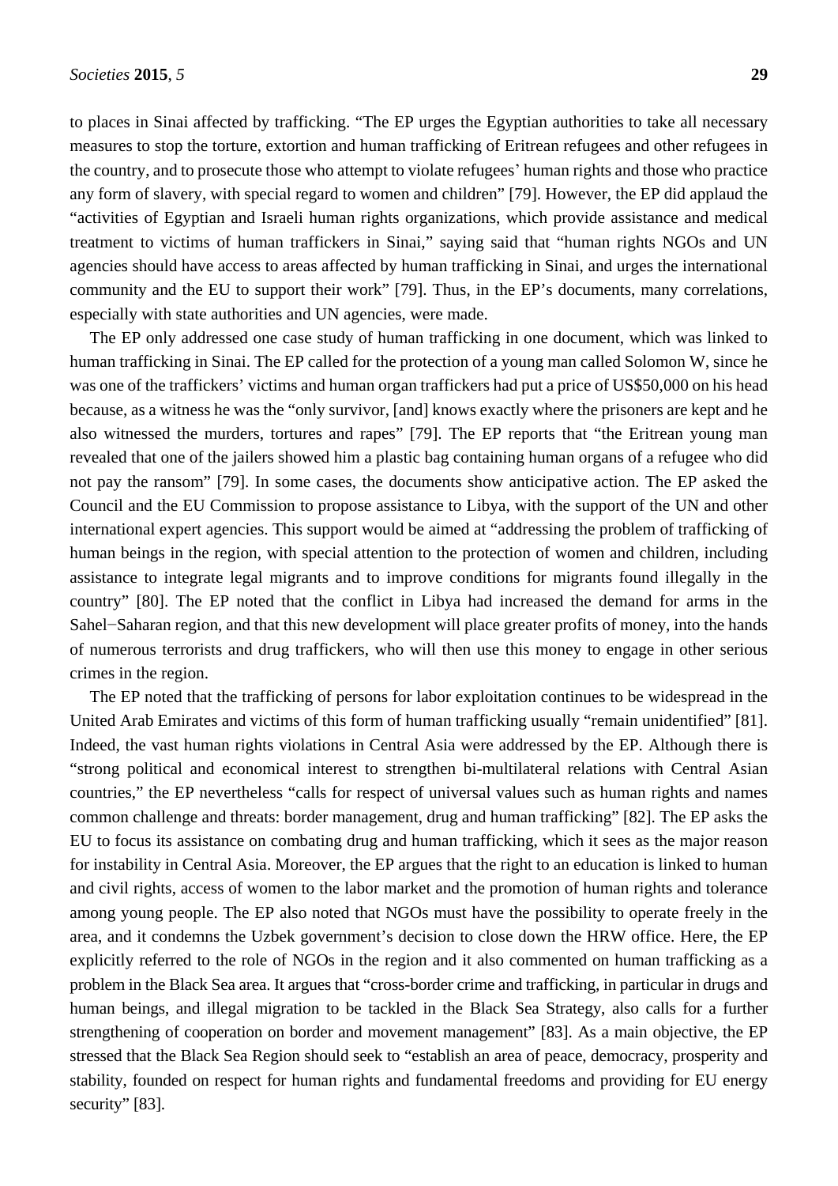to places in Sinai affected by trafficking. "The EP urges the Egyptian authorities to take all necessary measures to stop the torture, extortion and human trafficking of Eritrean refugees and other refugees in the country, and to prosecute those who attempt to violate refugees' human rights and those who practice any form of slavery, with special regard to women and children" [79]. However, the EP did applaud the "activities of Egyptian and Israeli human rights organizations, which provide assistance and medical treatment to victims of human traffickers in Sinai," saying said that "human rights NGOs and UN agencies should have access to areas affected by human trafficking in Sinai, and urges the international community and the EU to support their work" [79]. Thus, in the EP's documents, many correlations, especially with state authorities and UN agencies, were made.

The EP only addressed one case study of human trafficking in one document, which was linked to human trafficking in Sinai. The EP called for the protection of a young man called Solomon W, since he was one of the traffickers' victims and human organ traffickers had put a price of US$50,000 on his head because, as a witness he was the "only survivor, [and] knows exactly where the prisoners are kept and he also witnessed the murders, tortures and rapes" [79]. The EP reports that "the Eritrean young man revealed that one of the jailers showed him a plastic bag containing human organs of a refugee who did not pay the ransom" [79]. In some cases, the documents show anticipative action. The EP asked the Council and the EU Commission to propose assistance to Libya, with the support of the UN and other international expert agencies. This support would be aimed at "addressing the problem of trafficking of human beings in the region, with special attention to the protection of women and children, including assistance to integrate legal migrants and to improve conditions for migrants found illegally in the country" [80]. The EP noted that the conflict in Libya had increased the demand for arms in the Sahel−Saharan region, and that this new development will place greater profits of money, into the hands of numerous terrorists and drug traffickers, who will then use this money to engage in other serious crimes in the region.

The EP noted that the trafficking of persons for labor exploitation continues to be widespread in the United Arab Emirates and victims of this form of human trafficking usually "remain unidentified" [81]. Indeed, the vast human rights violations in Central Asia were addressed by the EP. Although there is "strong political and economical interest to strengthen bi-multilateral relations with Central Asian countries," the EP nevertheless "calls for respect of universal values such as human rights and names common challenge and threats: border management, drug and human trafficking" [82]. The EP asks the EU to focus its assistance on combating drug and human trafficking, which it sees as the major reason for instability in Central Asia. Moreover, the EP argues that the right to an education is linked to human and civil rights, access of women to the labor market and the promotion of human rights and tolerance among young people. The EP also noted that NGOs must have the possibility to operate freely in the area, and it condemns the Uzbek government's decision to close down the HRW office. Here, the EP explicitly referred to the role of NGOs in the region and it also commented on human trafficking as a problem in the Black Sea area. It argues that "cross-border crime and trafficking, in particular in drugs and human beings, and illegal migration to be tackled in the Black Sea Strategy, also calls for a further strengthening of cooperation on border and movement management" [83]. As a main objective, the EP stressed that the Black Sea Region should seek to "establish an area of peace, democracy, prosperity and stability, founded on respect for human rights and fundamental freedoms and providing for EU energy security" [83].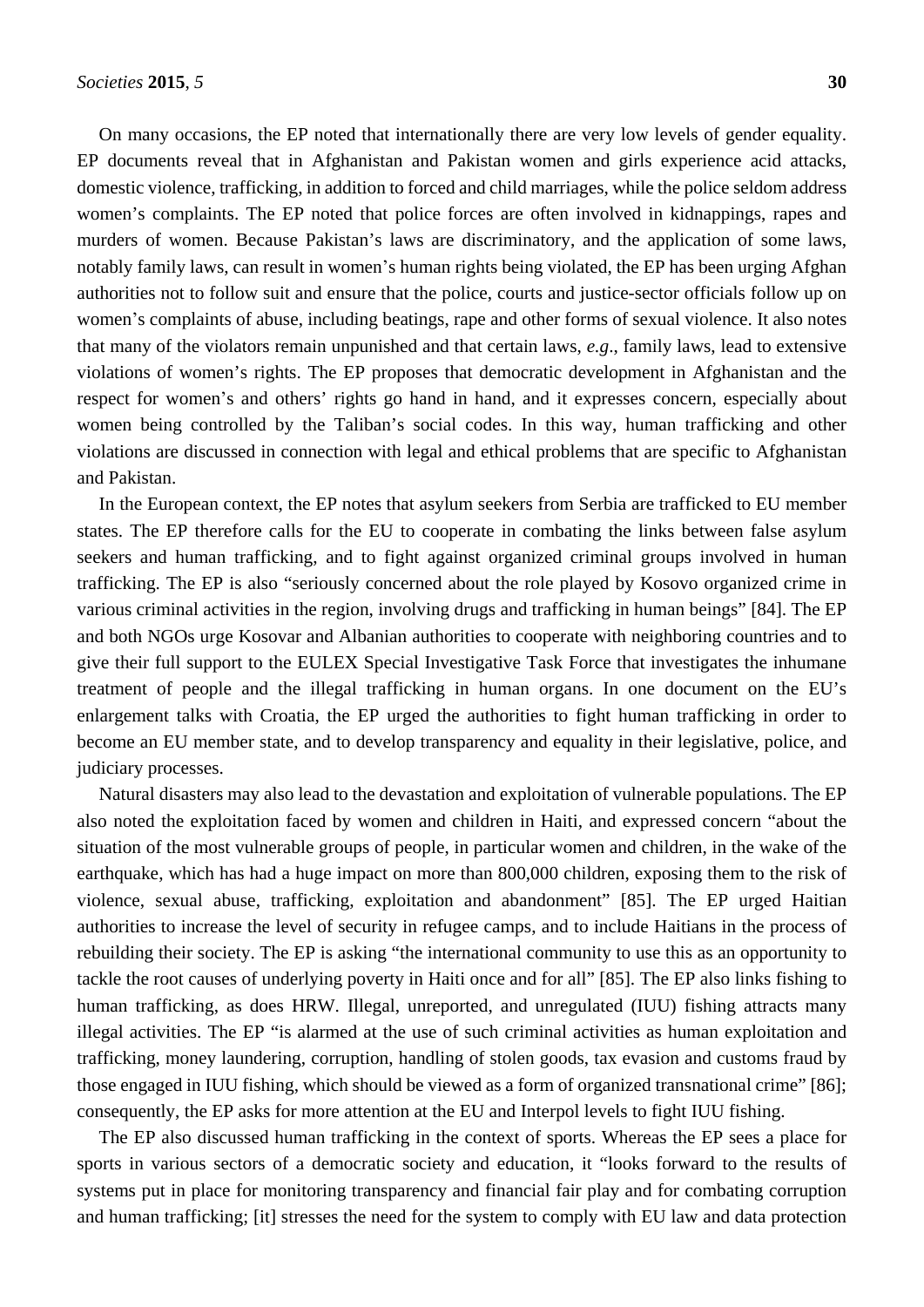On many occasions, the EP noted that internationally there are very low levels of gender equality. EP documents reveal that in Afghanistan and Pakistan women and girls experience acid attacks, domestic violence, trafficking, in addition to forced and child marriages, while the police seldom address women's complaints. The EP noted that police forces are often involved in kidnappings, rapes and murders of women. Because Pakistan's laws are discriminatory, and the application of some laws, notably family laws, can result in women's human rights being violated, the EP has been urging Afghan authorities not to follow suit and ensure that the police, courts and justice-sector officials follow up on women's complaints of abuse, including beatings, rape and other forms of sexual violence. It also notes that many of the violators remain unpunished and that certain laws, *e.g*., family laws, lead to extensive violations of women's rights. The EP proposes that democratic development in Afghanistan and the respect for women's and others' rights go hand in hand, and it expresses concern, especially about women being controlled by the Taliban's social codes. In this way, human trafficking and other violations are discussed in connection with legal and ethical problems that are specific to Afghanistan and Pakistan.

In the European context, the EP notes that asylum seekers from Serbia are trafficked to EU member states. The EP therefore calls for the EU to cooperate in combating the links between false asylum seekers and human trafficking, and to fight against organized criminal groups involved in human trafficking. The EP is also "seriously concerned about the role played by Kosovo organized crime in various criminal activities in the region, involving drugs and trafficking in human beings" [84]. The EP and both NGOs urge Kosovar and Albanian authorities to cooperate with neighboring countries and to give their full support to the EULEX Special Investigative Task Force that investigates the inhumane treatment of people and the illegal trafficking in human organs. In one document on the EU's enlargement talks with Croatia, the EP urged the authorities to fight human trafficking in order to become an EU member state, and to develop transparency and equality in their legislative, police, and judiciary processes.

Natural disasters may also lead to the devastation and exploitation of vulnerable populations. The EP also noted the exploitation faced by women and children in Haiti, and expressed concern "about the situation of the most vulnerable groups of people, in particular women and children, in the wake of the earthquake, which has had a huge impact on more than 800,000 children, exposing them to the risk of violence, sexual abuse, trafficking, exploitation and abandonment" [85]. The EP urged Haitian authorities to increase the level of security in refugee camps, and to include Haitians in the process of rebuilding their society. The EP is asking "the international community to use this as an opportunity to tackle the root causes of underlying poverty in Haiti once and for all" [85]. The EP also links fishing to human trafficking, as does HRW. Illegal, unreported, and unregulated (IUU) fishing attracts many illegal activities. The EP "is alarmed at the use of such criminal activities as human exploitation and trafficking, money laundering, corruption, handling of stolen goods, tax evasion and customs fraud by those engaged in IUU fishing, which should be viewed as a form of organized transnational crime" [86]; consequently, the EP asks for more attention at the EU and Interpol levels to fight IUU fishing.

The EP also discussed human trafficking in the context of sports. Whereas the EP sees a place for sports in various sectors of a democratic society and education, it "looks forward to the results of systems put in place for monitoring transparency and financial fair play and for combating corruption and human trafficking; [it] stresses the need for the system to comply with EU law and data protection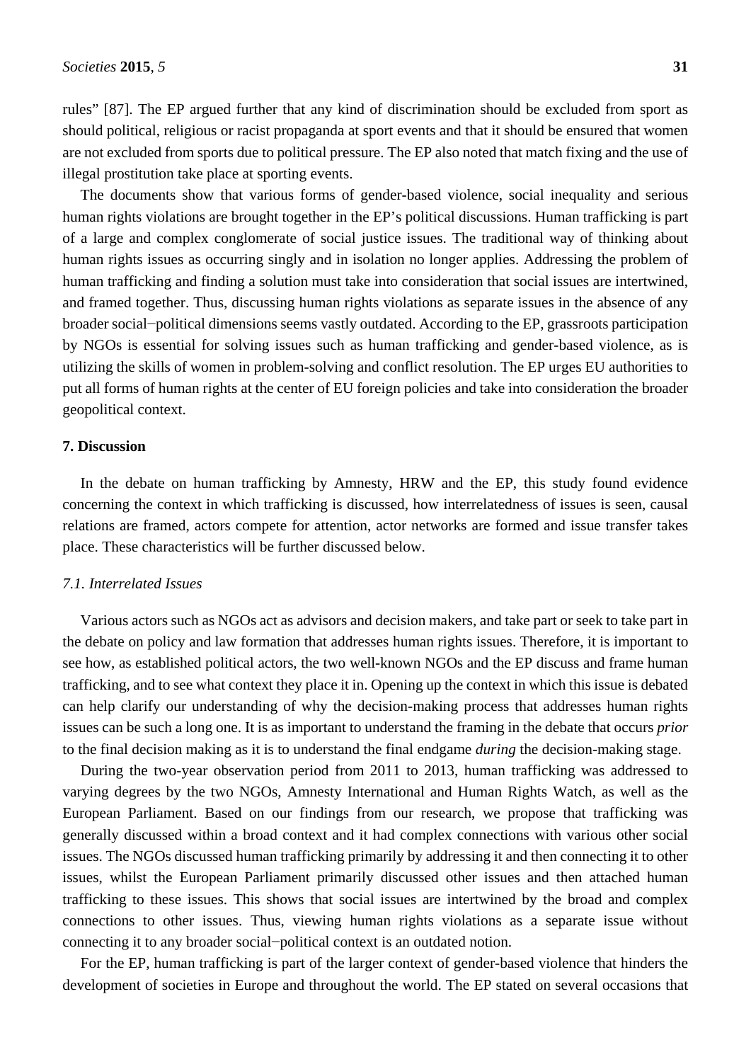rules" [87]. The EP argued further that any kind of discrimination should be excluded from sport as should political, religious or racist propaganda at sport events and that it should be ensured that women are not excluded from sports due to political pressure. The EP also noted that match fixing and the use of illegal prostitution take place at sporting events.

The documents show that various forms of gender-based violence, social inequality and serious human rights violations are brought together in the EP's political discussions. Human trafficking is part of a large and complex conglomerate of social justice issues. The traditional way of thinking about human rights issues as occurring singly and in isolation no longer applies. Addressing the problem of human trafficking and finding a solution must take into consideration that social issues are intertwined, and framed together. Thus, discussing human rights violations as separate issues in the absence of any broader social−political dimensions seems vastly outdated. According to the EP, grassroots participation by NGOs is essential for solving issues such as human trafficking and gender-based violence, as is utilizing the skills of women in problem-solving and conflict resolution. The EP urges EU authorities to put all forms of human rights at the center of EU foreign policies and take into consideration the broader geopolitical context.

## 7. Discussion

In the debate on human trafficking by Amnesty, HRW and the EP, this study found evidence concerning the context in which trafficking is discussed, how interrelatedness of issues is seen, causal relations are framed, actors compete for attention, actor networks are formed and issue transfer takes place. These characteristics will be further discussed below.

### *7.1. Interrelated Issues*

Various actors such as NGOs act as advisors and decision makers, and take part or seek to take part in the debate on policy and law formation that addresses human rights issues. Therefore, it is important to see how, as established political actors, the two well-known NGOs and the EP discuss and frame human trafficking, and to see what context they place it in. Opening up the context in which this issue is debated can help clarify our understanding of why the decision-making process that addresses human rights issues can be such a long one. It is as important to understand the framing in the debate that occurs *prior* to the final decision making as it is to understand the final endgame *during* the decision-making stage.

During the two-year observation period from 2011 to 2013, human trafficking was addressed to varying degrees by the two NGOs, Amnesty International and Human Rights Watch, as well as the European Parliament. Based on our findings from our research, we propose that trafficking was generally discussed within a broad context and it had complex connections with various other social issues. The NGOs discussed human trafficking primarily by addressing it and then connecting it to other issues, whilst the European Parliament primarily discussed other issues and then attached human trafficking to these issues. This shows that social issues are intertwined by the broad and complex connections to other issues. Thus, viewing human rights violations as a separate issue without connecting it to any broader social−political context is an outdated notion.

For the EP, human trafficking is part of the larger context of gender-based violence that hinders the development of societies in Europe and throughout the world. The EP stated on several occasions that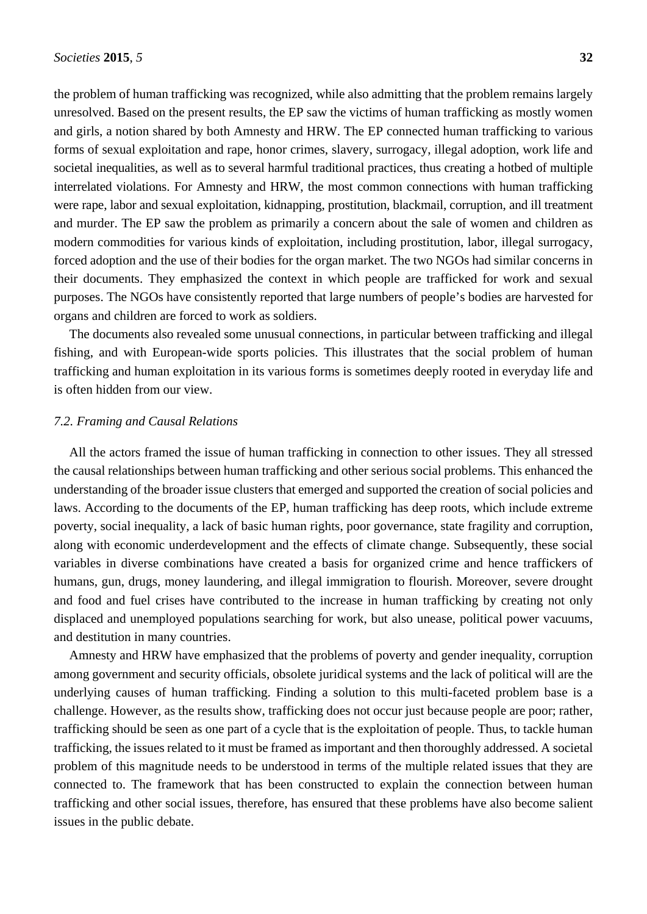the problem of human trafficking was recognized, while also admitting that the problem remains largely unresolved. Based on the present results, the EP saw the victims of human trafficking as mostly women and girls, a notion shared by both Amnesty and HRW. The EP connected human trafficking to various forms of sexual exploitation and rape, honor crimes, slavery, surrogacy, illegal adoption, work life and societal inequalities, as well as to several harmful traditional practices, thus creating a hotbed of multiple interrelated violations. For Amnesty and HRW, the most common connections with human trafficking were rape, labor and sexual exploitation, kidnapping, prostitution, blackmail, corruption, and ill treatment and murder. The EP saw the problem as primarily a concern about the sale of women and children as modern commodities for various kinds of exploitation, including prostitution, labor, illegal surrogacy, forced adoption and the use of their bodies for the organ market. The two NGOs had similar concerns in their documents. They emphasized the context in which people are trafficked for work and sexual purposes. The NGOs have consistently reported that large numbers of people's bodies are harvested for organs and children are forced to work as soldiers.

The documents also revealed some unusual connections, in particular between trafficking and illegal fishing, and with European-wide sports policies. This illustrates that the social problem of human trafficking and human exploitation in its various forms is sometimes deeply rooted in everyday life and is often hidden from our view.

### *7.2. Framing and Causal Relations*

All the actors framed the issue of human trafficking in connection to other issues. They all stressed the causal relationships between human trafficking and other serious social problems. This enhanced the understanding of the broader issue clusters that emerged and supported the creation of social policies and laws. According to the documents of the EP, human trafficking has deep roots, which include extreme poverty, social inequality, a lack of basic human rights, poor governance, state fragility and corruption, along with economic underdevelopment and the effects of climate change. Subsequently, these social variables in diverse combinations have created a basis for organized crime and hence traffickers of humans, gun, drugs, money laundering, and illegal immigration to flourish. Moreover, severe drought and food and fuel crises have contributed to the increase in human trafficking by creating not only displaced and unemployed populations searching for work, but also unease, political power vacuums, and destitution in many countries.

Amnesty and HRW have emphasized that the problems of poverty and gender inequality, corruption among government and security officials, obsolete juridical systems and the lack of political will are the underlying causes of human trafficking. Finding a solution to this multi-faceted problem base is a challenge. However, as the results show, trafficking does not occur just because people are poor; rather, trafficking should be seen as one part of a cycle that is the exploitation of people. Thus, to tackle human trafficking, the issues related to it must be framed as important and then thoroughly addressed. A societal problem of this magnitude needs to be understood in terms of the multiple related issues that they are connected to. The framework that has been constructed to explain the connection between human trafficking and other social issues, therefore, has ensured that these problems have also become salient issues in the public debate.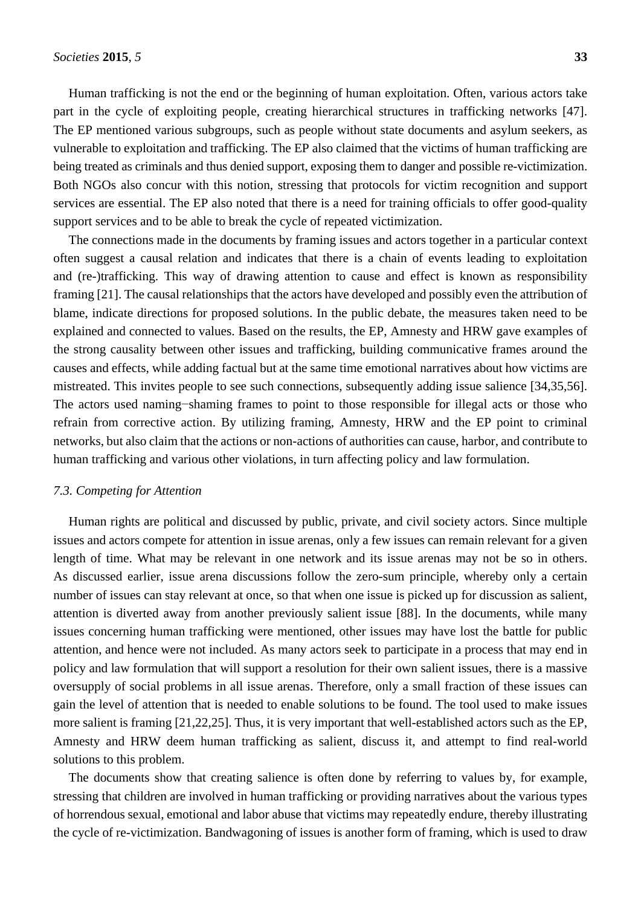Human trafficking is not the end or the beginning of human exploitation. Often, various actors take part in the cycle of exploiting people, creating hierarchical structures in trafficking networks [47]. The EP mentioned various subgroups, such as people without state documents and asylum seekers, as vulnerable to exploitation and trafficking. The EP also claimed that the victims of human trafficking are being treated as criminals and thus denied support, exposing them to danger and possible re-victimization. Both NGOs also concur with this notion, stressing that protocols for victim recognition and support services are essential. The EP also noted that there is a need for training officials to offer good-quality support services and to be able to break the cycle of repeated victimization.

The connections made in the documents by framing issues and actors together in a particular context often suggest a causal relation and indicates that there is a chain of events leading to exploitation and (re-)trafficking. This way of drawing attention to cause and effect is known as responsibility framing [21]. The causal relationships that the actors have developed and possibly even the attribution of blame, indicate directions for proposed solutions. In the public debate, the measures taken need to be explained and connected to values. Based on the results, the EP, Amnesty and HRW gave examples of the strong causality between other issues and trafficking, building communicative frames around the causes and effects, while adding factual but at the same time emotional narratives about how victims are mistreated. This invites people to see such connections, subsequently adding issue salience [34,35,56]. The actors used naming−shaming frames to point to those responsible for illegal acts or those who refrain from corrective action. By utilizing framing, Amnesty, HRW and the EP point to criminal networks, but also claim that the actions or non-actions of authorities can cause, harbor, and contribute to human trafficking and various other violations, in turn affecting policy and law formulation.

### *7.3. Competing for Attention*

Human rights are political and discussed by public, private, and civil society actors. Since multiple issues and actors compete for attention in issue arenas, only a few issues can remain relevant for a given length of time. What may be relevant in one network and its issue arenas may not be so in others. As discussed earlier, issue arena discussions follow the zero-sum principle, whereby only a certain number of issues can stay relevant at once, so that when one issue is picked up for discussion as salient, attention is diverted away from another previously salient issue [88]. In the documents, while many issues concerning human trafficking were mentioned, other issues may have lost the battle for public attention, and hence were not included. As many actors seek to participate in a process that may end in policy and law formulation that will support a resolution for their own salient issues, there is a massive oversupply of social problems in all issue arenas. Therefore, only a small fraction of these issues can gain the level of attention that is needed to enable solutions to be found. The tool used to make issues more salient is framing [21,22,25]. Thus, it is very important that well-established actors such as the EP, Amnesty and HRW deem human trafficking as salient, discuss it, and attempt to find real-world solutions to this problem.

The documents show that creating salience is often done by referring to values by, for example, stressing that children are involved in human trafficking or providing narratives about the various types of horrendous sexual, emotional and labor abuse that victims may repeatedly endure, thereby illustrating the cycle of re-victimization. Bandwagoning of issues is another form of framing, which is used to draw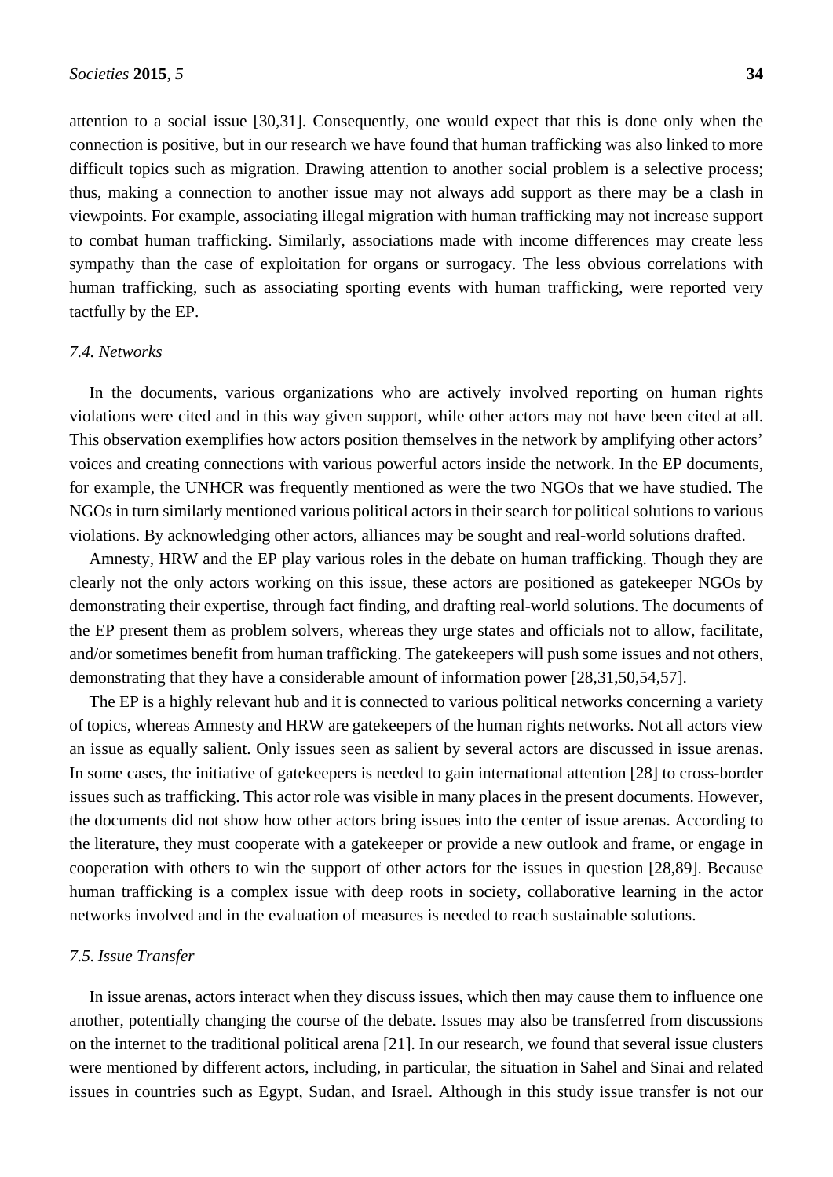attention to a social issue [30,31]. Consequently, one would expect that this is done only when the connection is positive, but in our research we have found that human trafficking was also linked to more difficult topics such as migration. Drawing attention to another social problem is a selective process; thus, making a connection to another issue may not always add support as there may be a clash in viewpoints. For example, associating illegal migration with human trafficking may not increase support to combat human trafficking. Similarly, associations made with income differences may create less sympathy than the case of exploitation for organs or surrogacy. The less obvious correlations with human trafficking, such as associating sporting events with human trafficking, were reported very tactfully by the EP.

### *7.4. Networks*

In the documents, various organizations who are actively involved reporting on human rights violations were cited and in this way given support, while other actors may not have been cited at all. This observation exemplifies how actors position themselves in the network by amplifying other actors' voices and creating connections with various powerful actors inside the network. In the EP documents, for example, the UNHCR was frequently mentioned as were the two NGOs that we have studied. The NGOs in turn similarly mentioned various political actors in their search for political solutions to various violations. By acknowledging other actors, alliances may be sought and real-world solutions drafted.

Amnesty, HRW and the EP play various roles in the debate on human trafficking. Though they are clearly not the only actors working on this issue, these actors are positioned as gatekeeper NGOs by demonstrating their expertise, through fact finding, and drafting real-world solutions. The documents of the EP present them as problem solvers, whereas they urge states and officials not to allow, facilitate, and/or sometimes benefit from human trafficking. The gatekeepers will push some issues and not others, demonstrating that they have a considerable amount of information power [28,31,50,54,57].

The EP is a highly relevant hub and it is connected to various political networks concerning a variety of topics, whereas Amnesty and HRW are gatekeepers of the human rights networks. Not all actors view an issue as equally salient. Only issues seen as salient by several actors are discussed in issue arenas. In some cases, the initiative of gatekeepers is needed to gain international attention [28] to cross-border issues such as trafficking. This actor role was visible in many places in the present documents. However, the documents did not show how other actors bring issues into the center of issue arenas. According to the literature, they must cooperate with a gatekeeper or provide a new outlook and frame, or engage in cooperation with others to win the support of other actors for the issues in question [28,89]. Because human trafficking is a complex issue with deep roots in society, collaborative learning in the actor networks involved and in the evaluation of measures is needed to reach sustainable solutions.

### *7.5. Issue Transfer*

In issue arenas, actors interact when they discuss issues, which then may cause them to influence one another, potentially changing the course of the debate. Issues may also be transferred from discussions on the internet to the traditional political arena [21]. In our research, we found that several issue clusters were mentioned by different actors, including, in particular, the situation in Sahel and Sinai and related issues in countries such as Egypt, Sudan, and Israel. Although in this study issue transfer is not our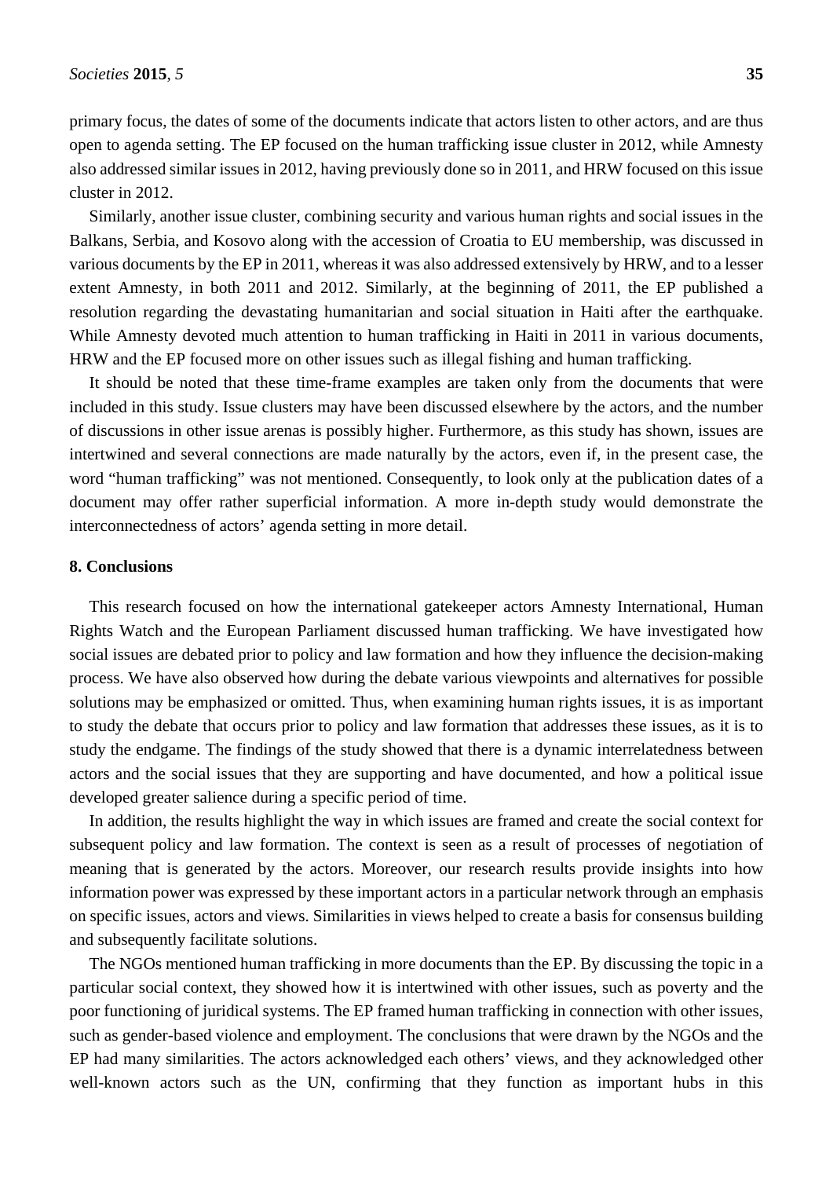primary focus, the dates of some of the documents indicate that actors listen to other actors, and are thus open to agenda setting. The EP focused on the human trafficking issue cluster in 2012, while Amnesty also addressed similar issues in 2012, having previously done so in 2011, and HRW focused on this issue cluster in 2012.

Similarly, another issue cluster, combining security and various human rights and social issues in the Balkans, Serbia, and Kosovo along with the accession of Croatia to EU membership, was discussed in various documents by the EP in 2011, whereas it was also addressed extensively by HRW, and to a lesser extent Amnesty, in both 2011 and 2012. Similarly, at the beginning of 2011, the EP published a resolution regarding the devastating humanitarian and social situation in Haiti after the earthquake. While Amnesty devoted much attention to human trafficking in Haiti in 2011 in various documents, HRW and the EP focused more on other issues such as illegal fishing and human trafficking.

It should be noted that these time-frame examples are taken only from the documents that were included in this study. Issue clusters may have been discussed elsewhere by the actors, and the number of discussions in other issue arenas is possibly higher. Furthermore, as this study has shown, issues are intertwined and several connections are made naturally by the actors, even if, in the present case, the word "human trafficking" was not mentioned. Consequently, to look only at the publication dates of a document may offer rather superficial information. A more in-depth study would demonstrate the interconnectedness of actors' agenda setting in more detail.

## 8. Conclusions

This research focused on how the international gatekeeper actors Amnesty International, Human Rights Watch and the European Parliament discussed human trafficking. We have investigated how social issues are debated prior to policy and law formation and how they influence the decision-making process. We have also observed how during the debate various viewpoints and alternatives for possible solutions may be emphasized or omitted. Thus, when examining human rights issues, it is as important to study the debate that occurs prior to policy and law formation that addresses these issues, as it is to study the endgame. The findings of the study showed that there is a dynamic interrelatedness between actors and the social issues that they are supporting and have documented, and how a political issue developed greater salience during a specific period of time.

In addition, the results highlight the way in which issues are framed and create the social context for subsequent policy and law formation. The context is seen as a result of processes of negotiation of meaning that is generated by the actors. Moreover, our research results provide insights into how information power was expressed by these important actors in a particular network through an emphasis on specific issues, actors and views. Similarities in views helped to create a basis for consensus building and subsequently facilitate solutions.

The NGOs mentioned human trafficking in more documents than the EP. By discussing the topic in a particular social context, they showed how it is intertwined with other issues, such as poverty and the poor functioning of juridical systems. The EP framed human trafficking in connection with other issues, such as gender-based violence and employment. The conclusions that were drawn by the NGOs and the EP had many similarities. The actors acknowledged each others' views, and they acknowledged other well-known actors such as the UN, confirming that they function as important hubs in this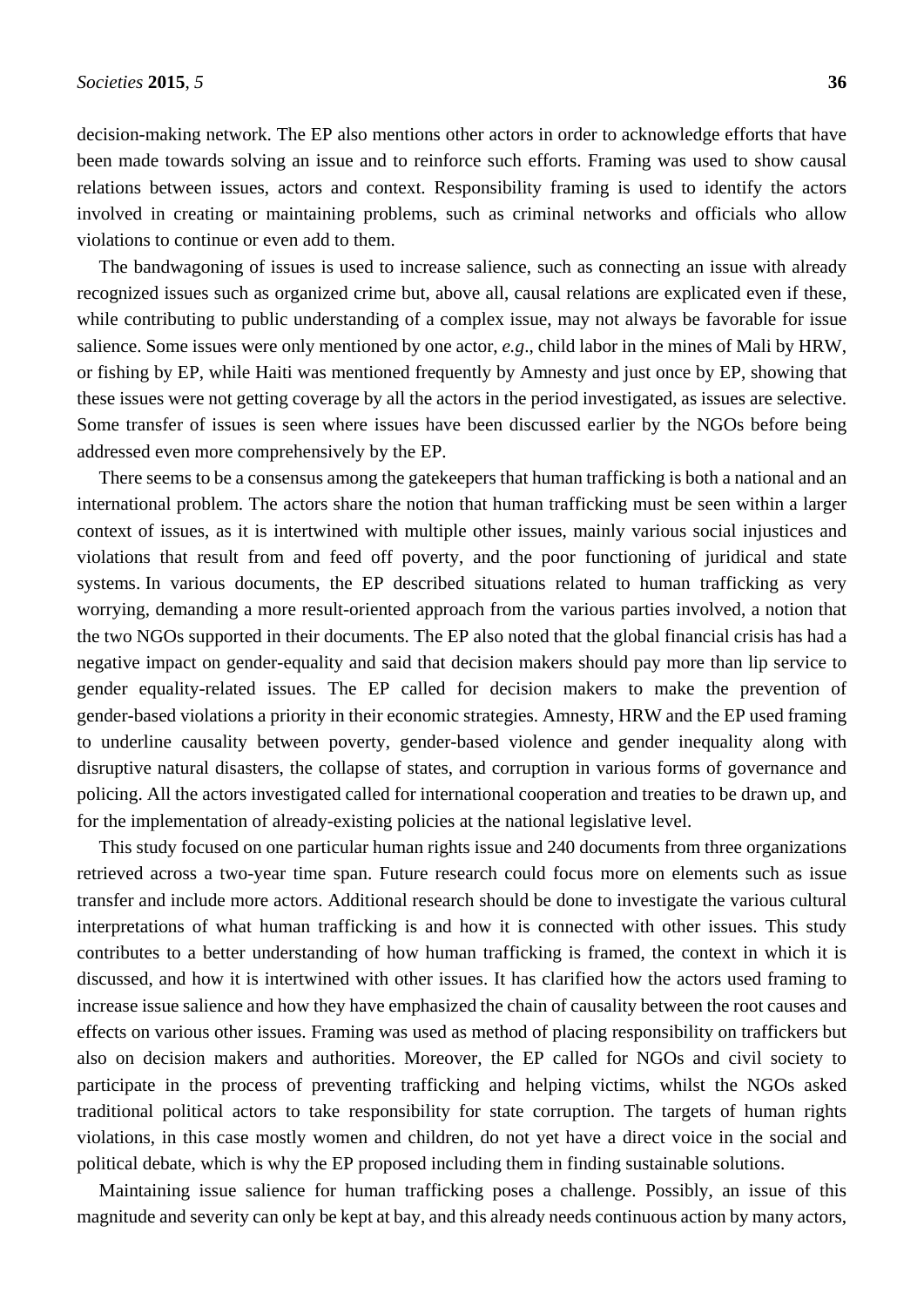decision-making network. The EP also mentions other actors in order to acknowledge efforts that have been made towards solving an issue and to reinforce such efforts. Framing was used to show causal relations between issues, actors and context. Responsibility framing is used to identify the actors involved in creating or maintaining problems, such as criminal networks and officials who allow violations to continue or even add to them.

The bandwagoning of issues is used to increase salience, such as connecting an issue with already recognized issues such as organized crime but, above all, causal relations are explicated even if these, while contributing to public understanding of a complex issue, may not always be favorable for issue salience. Some issues were only mentioned by one actor, *e.g*., child labor in the mines of Mali by HRW, or fishing by EP, while Haiti was mentioned frequently by Amnesty and just once by EP, showing that these issues were not getting coverage by all the actors in the period investigated, as issues are selective. Some transfer of issues is seen where issues have been discussed earlier by the NGOs before being addressed even more comprehensively by the EP.

There seems to be a consensus among the gatekeepers that human trafficking is both a national and an international problem. The actors share the notion that human trafficking must be seen within a larger context of issues, as it is intertwined with multiple other issues, mainly various social injustices and violations that result from and feed off poverty, and the poor functioning of juridical and state systems. In various documents, the EP described situations related to human trafficking as very worrying, demanding a more result-oriented approach from the various parties involved, a notion that the two NGOs supported in their documents. The EP also noted that the global financial crisis has had a negative impact on gender-equality and said that decision makers should pay more than lip service to gender equality-related issues. The EP called for decision makers to make the prevention of gender-based violations a priority in their economic strategies. Amnesty, HRW and the EP used framing to underline causality between poverty, gender-based violence and gender inequality along with disruptive natural disasters, the collapse of states, and corruption in various forms of governance and policing. All the actors investigated called for international cooperation and treaties to be drawn up, and for the implementation of already-existing policies at the national legislative level.

This study focused on one particular human rights issue and 240 documents from three organizations retrieved across a two-year time span. Future research could focus more on elements such as issue transfer and include more actors. Additional research should be done to investigate the various cultural interpretations of what human trafficking is and how it is connected with other issues. This study contributes to a better understanding of how human trafficking is framed, the context in which it is discussed, and how it is intertwined with other issues. It has clarified how the actors used framing to increase issue salience and how they have emphasized the chain of causality between the root causes and effects on various other issues. Framing was used as method of placing responsibility on traffickers but also on decision makers and authorities. Moreover, the EP called for NGOs and civil society to participate in the process of preventing trafficking and helping victims, whilst the NGOs asked traditional political actors to take responsibility for state corruption. The targets of human rights violations, in this case mostly women and children, do not yet have a direct voice in the social and political debate, which is why the EP proposed including them in finding sustainable solutions.

Maintaining issue salience for human trafficking poses a challenge. Possibly, an issue of this magnitude and severity can only be kept at bay, and this already needs continuous action by many actors,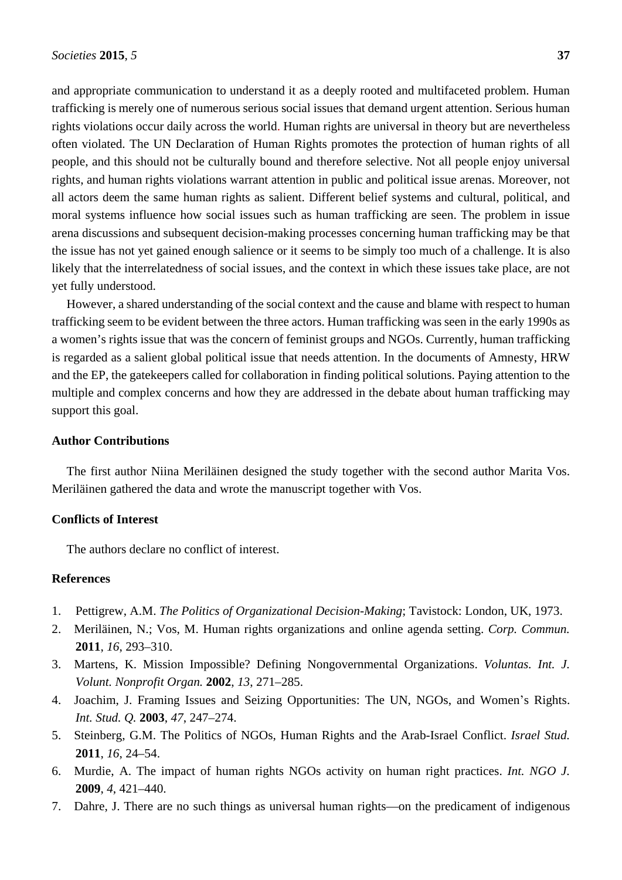and appropriate communication to understand it as a deeply rooted and multifaceted problem. Human trafficking is merely one of numerous serious social issues that demand urgent attention. Serious human rights violations occur daily across the world. Human rights are universal in theory but are nevertheless often violated. The UN Declaration of Human Rights promotes the protection of human rights of all people, and this should not be culturally bound and therefore selective. Not all people enjoy universal rights, and human rights violations warrant attention in public and political issue arenas. Moreover, not all actors deem the same human rights as salient. Different belief systems and cultural, political, and moral systems influence how social issues such as human trafficking are seen. The problem in issue arena discussions and subsequent decision-making processes concerning human trafficking may be that the issue has not yet gained enough salience or it seems to be simply too much of a challenge. It is also likely that the interrelatedness of social issues, and the context in which these issues take place, are not yet fully understood.

However, a shared understanding of the social context and the cause and blame with respect to human trafficking seem to be evident between the three actors. Human trafficking was seen in the early 1990s as a women's rights issue that was the concern of feminist groups and NGOs. Currently, human trafficking is regarded as a salient global political issue that needs attention. In the documents of Amnesty, HRW and the EP, the gatekeepers called for collaboration in finding political solutions. Paying attention to the multiple and complex concerns and how they are addressed in the debate about human trafficking may support this goal.

## Author Contributions

The first author Niina Meriläinen designed the study together with the second author Marita Vos. Meriläinen gathered the data and wrote the manuscript together with Vos.

## Conflicts of Interest

The authors declare no conflict of interest.

## References

1. Pettigrew, A.M. *The Politics of Organizational Decision-Making*; Tavistock: London, UK, 1973.
2. Meriläinen, N.; Vos, M. Human rights organizations and online agenda setting. *Corp. Commun.* **2011**, *16*, 293–310.
3. Martens, K. Mission Impossible? Defining Nongovernmental Organizations. *Voluntas. Int. J. Volunt. Nonprofit Organ.* **2002**, *13*, 271–285.
4. Joachim, J. Framing Issues and Seizing Opportunities: The UN, NGOs, and Women's Rights. *Int. Stud. Q.* **2003**, *47*, 247–274.
5. Steinberg, G.M. The Politics of NGOs, Human Rights and the Arab-Israel Conflict. *Israel Stud.* **2011**, *16*, 24–54.
6. Murdie, A. The impact of human rights NGOs activity on human right practices. *Int. NGO J.* **2009**, *4*, 421–440.
7. Dahre, J. There are no such things as universal human rights—on the predicament of indigenous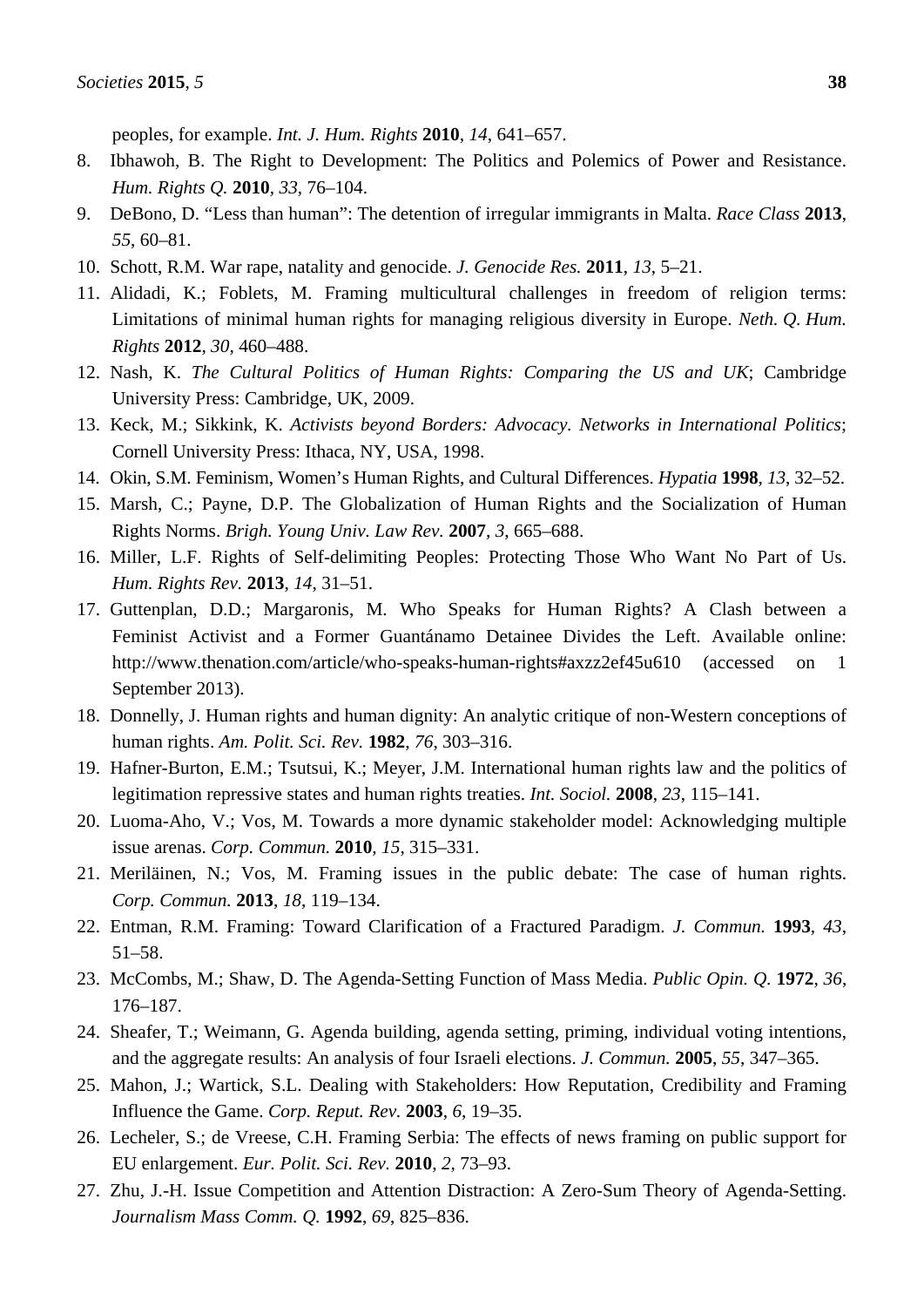peoples, for example. *Int. J. Hum. Rights* **2010**, *14*, 641–657.

8. Ibhawoh, B. The Right to Development: The Politics and Polemics of Power and Resistance. *Hum. Rights Q.* **2010**, *33*, 76–104.
9. DeBono, D. "Less than human": The detention of irregular immigrants in Malta. *Race Class* **2013**, *55*, 60–81.
10. Schott, R.M. War rape, natality and genocide. *J. Genocide Res.* **2011**, *13*, 5–21.
11. Alidadi, K.; Foblets, M. Framing multicultural challenges in freedom of religion terms: Limitations of minimal human rights for managing religious diversity in Europe. *Neth. Q. Hum. Rights* **2012**, *30*, 460–488.
12. Nash, K. *The Cultural Politics of Human Rights: Comparing the US and UK*; Cambridge University Press: Cambridge, UK, 2009.
13. Keck, M.; Sikkink, K. *Activists beyond Borders: Advocacy. Networks in International Politics*; Cornell University Press: Ithaca, NY, USA, 1998.
14. Okin, S.M. Feminism, Women's Human Rights, and Cultural Differences. *Hypatia* **1998**, *13*, 32–52.
15. Marsh, C.; Payne, D.P. The Globalization of Human Rights and the Socialization of Human Rights Norms. *Brigh. Young Univ. Law Rev.* **2007**, *3*, 665–688.
16. Miller, L.F. Rights of Self-delimiting Peoples: Protecting Those Who Want No Part of Us. *Hum. Rights Rev.* **2013**, *14*, 31–51.
17. Guttenplan, D.D.; Margaronis, M. Who Speaks for Human Rights? A Clash between a Feminist Activist and a Former Guantánamo Detainee Divides the Left. Available online: http://www.thenation.com/article/who-speaks-human-rights#axzz2ef45u610 (accessed on 1 September 2013).
18. Donnelly, J. Human rights and human dignity: An analytic critique of non-Western conceptions of human rights. *Am. Polit. Sci. Rev.* **1982**, *76*, 303–316.
19. Hafner-Burton, E.M.; Tsutsui, K.; Meyer, J.M. International human rights law and the politics of legitimation repressive states and human rights treaties. *Int. Sociol.* **2008**, *23*, 115–141.
20. Luoma-Aho, V.; Vos, M. Towards a more dynamic stakeholder model: Acknowledging multiple issue arenas. *Corp. Commun.* **2010**, *15*, 315–331.
21. Meriläinen, N.; Vos, M. Framing issues in the public debate: The case of human rights. *Corp. Commun.* **2013**, *18*, 119–134.
22. Entman, R.M. Framing: Toward Clarification of a Fractured Paradigm. *J. Commun.* **1993**, *43*, 51–58.
23. McCombs, M.; Shaw, D. The Agenda-Setting Function of Mass Media. *Public Opin. Q.* **1972**, *36*, 176–187.
24. Sheafer, T.; Weimann, G. Agenda building, agenda setting, priming, individual voting intentions, and the aggregate results: An analysis of four Israeli elections. *J. Commun.* **2005**, *55*, 347–365.
25. Mahon, J.; Wartick, S.L. Dealing with Stakeholders: How Reputation, Credibility and Framing Influence the Game. *Corp. Reput. Rev.* **2003**, *6*, 19–35.
26. Lecheler, S.; de Vreese, C.H. Framing Serbia: The effects of news framing on public support for EU enlargement. *Eur. Polit. Sci. Rev.* **2010**, *2*, 73–93.
27. Zhu, J.-H. Issue Competition and Attention Distraction: A Zero-Sum Theory of Agenda-Setting. *Journalism Mass Comm. Q.* **1992**, *69*, 825–836.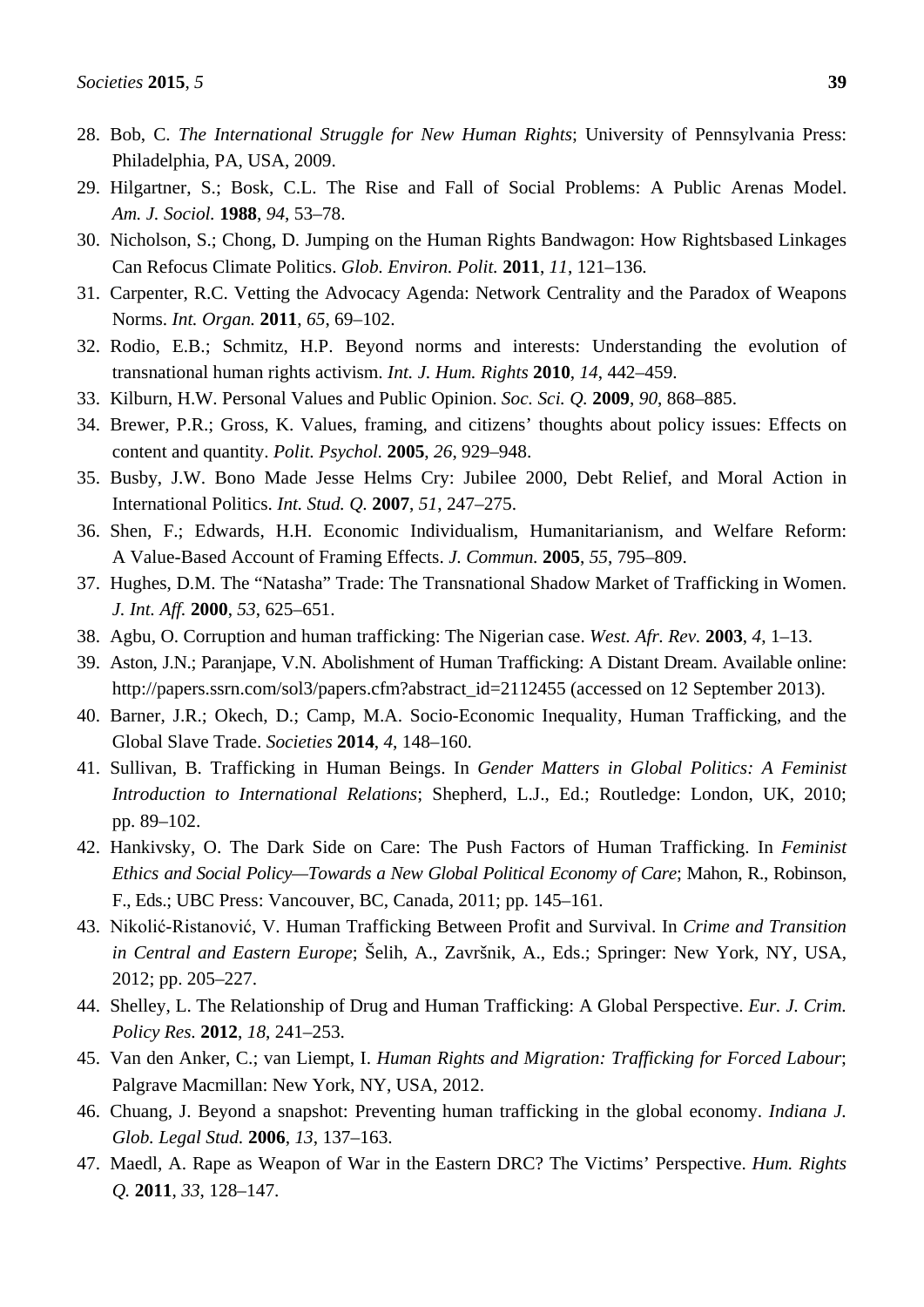28. Bob, C. *The International Struggle for New Human Rights*; University of Pennsylvania Press: Philadelphia, PA, USA, 2009.
29. Hilgartner, S.; Bosk, C.L. The Rise and Fall of Social Problems: A Public Arenas Model. *Am. J. Sociol.* **1988**, *94*, 53–78.
30. Nicholson, S.; Chong, D. Jumping on the Human Rights Bandwagon: How Rightsbased Linkages Can Refocus Climate Politics. *Glob. Environ. Polit.* **2011**, *11*, 121–136.
31. Carpenter, R.C. Vetting the Advocacy Agenda: Network Centrality and the Paradox of Weapons Norms. *Int. Organ.* **2011**, *65*, 69–102.
32. Rodio, E.B.; Schmitz, H.P. Beyond norms and interests: Understanding the evolution of transnational human rights activism. *Int. J. Hum. Rights* **2010**, *14*, 442–459.
33. Kilburn, H.W. Personal Values and Public Opinion. *Soc. Sci. Q.* **2009**, *90*, 868–885.
34. Brewer, P.R.; Gross, K. Values, framing, and citizens' thoughts about policy issues: Effects on content and quantity. *Polit. Psychol.* **2005**, *26*, 929–948.
35. Busby, J.W. Bono Made Jesse Helms Cry: Jubilee 2000, Debt Relief, and Moral Action in International Politics. *Int. Stud. Q.* **2007**, *51*, 247–275.
36. Shen, F.; Edwards, H.H. Economic Individualism, Humanitarianism, and Welfare Reform: A Value-Based Account of Framing Effects. *J. Commun.* **2005**, *55*, 795–809.
37. Hughes, D.M. The "Natasha" Trade: The Transnational Shadow Market of Trafficking in Women. *J. Int. Aff.* **2000**, *53*, 625–651.
38. Agbu, O. Corruption and human trafficking: The Nigerian case. *West. Afr. Rev.* **2003**, *4*, 1–13.
39. Aston, J.N.; Paranjape, V.N. Abolishment of Human Trafficking: A Distant Dream. Available online: http://papers.ssrn.com/sol3/papers.cfm?abstract_id=2112455 (accessed on 12 September 2013).
40. Barner, J.R.; Okech, D.; Camp, M.A. Socio-Economic Inequality, Human Trafficking, and the Global Slave Trade. *Societies* **2014**, *4*, 148–160.
41. Sullivan, B. Trafficking in Human Beings. In *Gender Matters in Global Politics: A Feminist Introduction to International Relations*; Shepherd, L.J., Ed.; Routledge: London, UK, 2010; pp. 89–102.
42. Hankivsky, O. The Dark Side on Care: The Push Factors of Human Trafficking. In *Feminist Ethics and Social Policy—Towards a New Global Political Economy of Care*; Mahon, R., Robinson, F., Eds.; UBC Press: Vancouver, BC, Canada, 2011; pp. 145–161.
43. Nikolić-Ristanović, V. Human Trafficking Between Profit and Survival. In *Crime and Transition in Central and Eastern Europe*; Šelih, A., Završnik, A., Eds.; Springer: New York, NY, USA, 2012; pp. 205–227.
44. Shelley, L. The Relationship of Drug and Human Trafficking: A Global Perspective. *Eur. J. Crim. Policy Res.* **2012**, *18*, 241–253.
45. Van den Anker, C.; van Liempt, I. *Human Rights and Migration: Trafficking for Forced Labour*; Palgrave Macmillan: New York, NY, USA, 2012.
46. Chuang, J. Beyond a snapshot: Preventing human trafficking in the global economy. *Indiana J. Glob. Legal Stud.* **2006**, *13*, 137–163.
47. Maedl, A. Rape as Weapon of War in the Eastern DRC? The Victims' Perspective. *Hum. Rights Q.* **2011**, *33*, 128–147.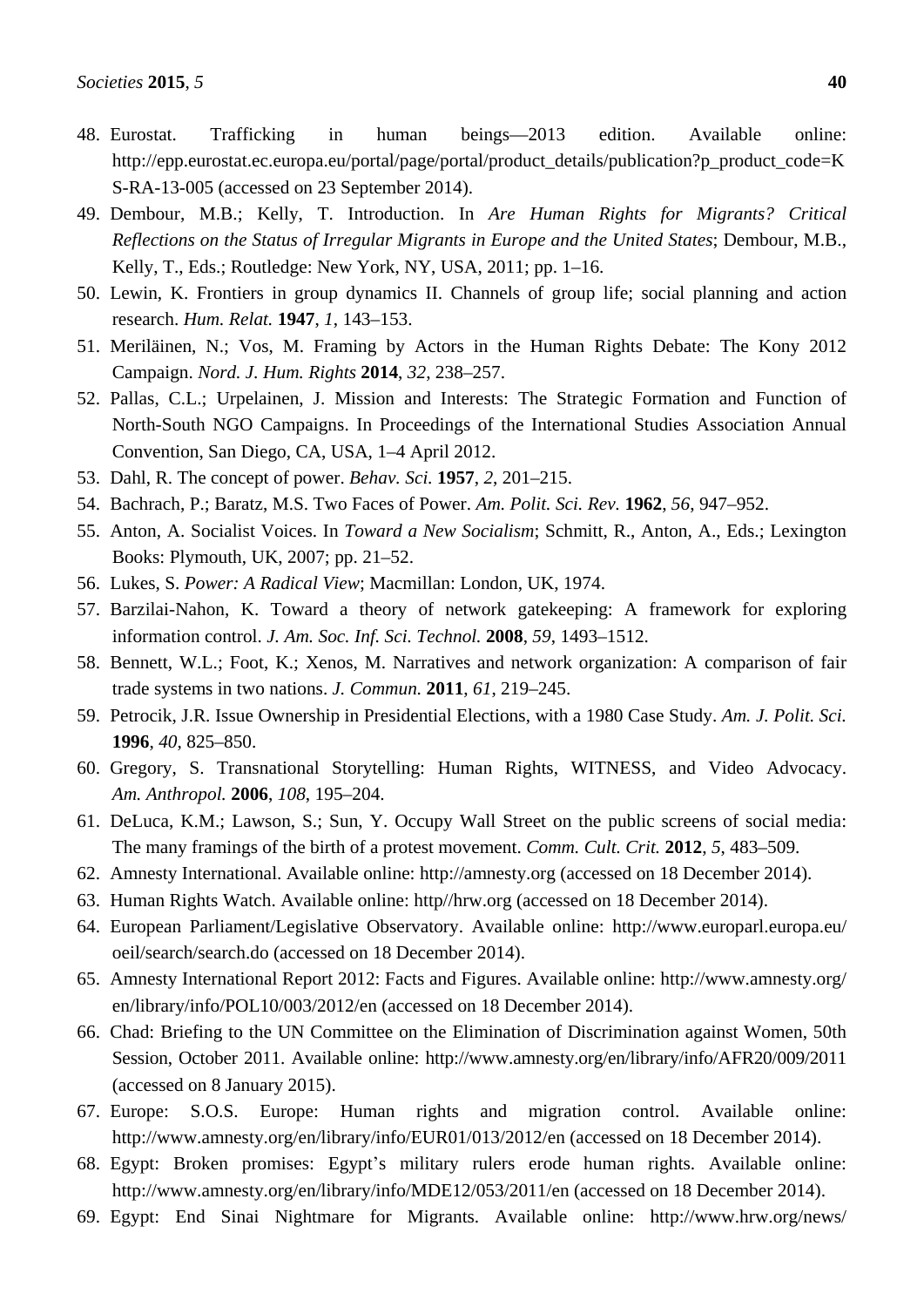48. Eurostat. Trafficking in human beings—2013 edition. Available online: http://epp.eurostat.ec.europa.eu/portal/page/portal/product_details/publication?p_product_code=KS-RA-13-005 (accessed on 23 September 2014).
49. Dembour, M.B.; Kelly, T. Introduction. In *Are Human Rights for Migrants? Critical Reflections on the Status of Irregular Migrants in Europe and the United States*; Dembour, M.B., Kelly, T., Eds.; Routledge: New York, NY, USA, 2011; pp. 1–16.
50. Lewin, K. Frontiers in group dynamics II. Channels of group life; social planning and action research. *Hum. Relat.* **1947**, *1*, 143–153.
51. Meriläinen, N.; Vos, M. Framing by Actors in the Human Rights Debate: The Kony 2012 Campaign. *Nord. J. Hum. Rights* **2014**, *32*, 238–257.
52. Pallas, C.L.; Urpelainen, J. Mission and Interests: The Strategic Formation and Function of North-South NGO Campaigns. In Proceedings of the International Studies Association Annual Convention, San Diego, CA, USA, 1–4 April 2012.
53. Dahl, R. The concept of power. *Behav. Sci.* **1957**, *2*, 201–215.
54. Bachrach, P.; Baratz, M.S. Two Faces of Power. *Am. Polit. Sci. Rev.* **1962**, *56*, 947–952.
55. Anton, A. Socialist Voices. In *Toward a New Socialism*; Schmitt, R., Anton, A., Eds.; Lexington Books: Plymouth, UK, 2007; pp. 21–52.
56. Lukes, S. *Power: A Radical View*; Macmillan: London, UK, 1974.
57. Barzilai-Nahon, K. Toward a theory of network gatekeeping: A framework for exploring information control. *J. Am. Soc. Inf. Sci. Technol.* **2008**, *59*, 1493–1512.
58. Bennett, W.L.; Foot, K.; Xenos, M. Narratives and network organization: A comparison of fair trade systems in two nations. *J. Commun.* **2011**, *61*, 219–245.
59. Petrocik, J.R. Issue Ownership in Presidential Elections, with a 1980 Case Study. *Am. J. Polit. Sci.* **1996**, *40*, 825–850.
60. Gregory, S. Transnational Storytelling: Human Rights, WITNESS, and Video Advocacy. *Am. Anthropol.* **2006**, *108*, 195–204.
61. DeLuca, K.M.; Lawson, S.; Sun, Y. Occupy Wall Street on the public screens of social media: The many framings of the birth of a protest movement. *Comm. Cult. Crit.* **2012**, *5*, 483–509.
62. Amnesty International. Available online: http://amnesty.org (accessed on 18 December 2014).
63. Human Rights Watch. Available online: http//hrw.org (accessed on 18 December 2014).
64. European Parliament/Legislative Observatory. Available online: http://www.europarl.europa.eu/oeil/search/search.do (accessed on 18 December 2014).
65. Amnesty International Report 2012: Facts and Figures. Available online: http://www.amnesty.org/en/library/info/POL10/003/2012/en (accessed on 18 December 2014).
66. Chad: Briefing to the UN Committee on the Elimination of Discrimination against Women, 50th Session, October 2011. Available online: http://www.amnesty.org/en/library/info/AFR20/009/2011 (accessed on 8 January 2015).
67. Europe: S.O.S. Europe: Human rights and migration control. Available online: http://www.amnesty.org/en/library/info/EUR01/013/2012/en (accessed on 18 December 2014).
68. Egypt: Broken promises: Egypt's military rulers erode human rights. Available online: http://www.amnesty.org/en/library/info/MDE12/053/2011/en (accessed on 18 December 2014).
69. Egypt: End Sinai Nightmare for Migrants. Available online: http://www.hrw.org/news/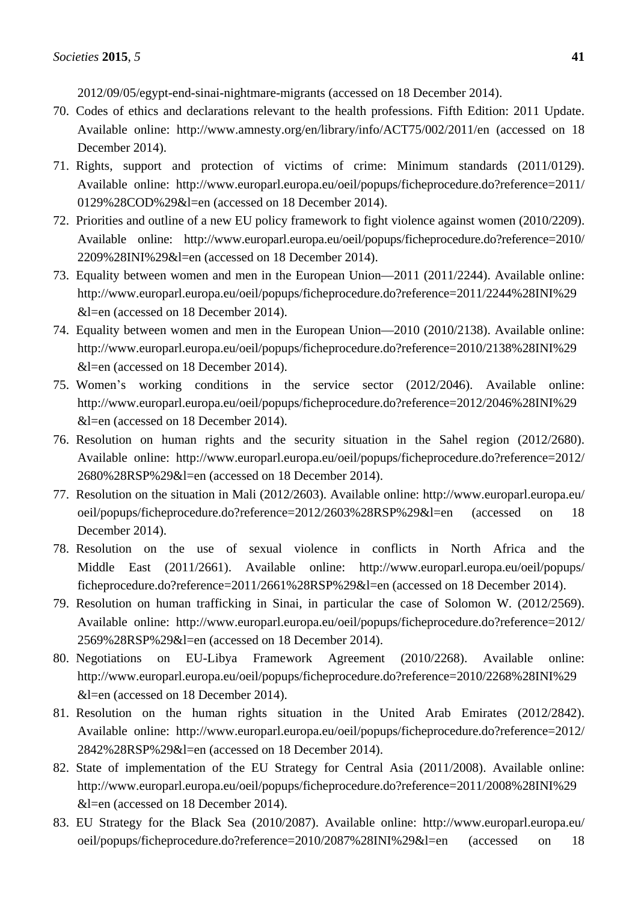2012/09/05/egypt-end-sinai-nightmare-migrants (accessed on 18 December 2014).

70. Codes of ethics and declarations relevant to the health professions. Fifth Edition: 2011 Update. Available online: http://www.amnesty.org/en/library/info/ACT75/002/2011/en (accessed on 18 December 2014).
71. Rights, support and protection of victims of crime: Minimum standards (2011/0129). Available online: http://www.europarl.europa.eu/oeil/popups/ficheprocedure.do?reference=2011/0129%28COD%29&l=en (accessed on 18 December 2014).
72. Priorities and outline of a new EU policy framework to fight violence against women (2010/2209). Available online: http://www.europarl.europa.eu/oeil/popups/ficheprocedure.do?reference=2010/2209%28INI%29&l=en (accessed on 18 December 2014).
73. Equality between women and men in the European Union—2011 (2011/2244). Available online: http://www.europarl.europa.eu/oeil/popups/ficheprocedure.do?reference=2011/2244%28INI%29&l=en (accessed on 18 December 2014).
74. Equality between women and men in the European Union—2010 (2010/2138). Available online: http://www.europarl.europa.eu/oeil/popups/ficheprocedure.do?reference=2010/2138%28INI%29&l=en (accessed on 18 December 2014).
75. Women's working conditions in the service sector (2012/2046). Available online: http://www.europarl.europa.eu/oeil/popups/ficheprocedure.do?reference=2012/2046%28INI%29&l=en (accessed on 18 December 2014).
76. Resolution on human rights and the security situation in the Sahel region (2012/2680). Available online: http://www.europarl.europa.eu/oeil/popups/ficheprocedure.do?reference=2012/2680%28RSP%29&l=en (accessed on 18 December 2014).
77. Resolution on the situation in Mali (2012/2603). Available online: http://www.europarl.europa.eu/oeil/popups/ficheprocedure.do?reference=2012/2603%28RSP%29&l=en (accessed on 18 December 2014).
78. Resolution on the use of sexual violence in conflicts in North Africa and the Middle East (2011/2661). Available online: http://www.europarl.europa.eu/oeil/popups/ficheprocedure.do?reference=2011/2661%28RSP%29&l=en (accessed on 18 December 2014).
79. Resolution on human trafficking in Sinai, in particular the case of Solomon W. (2012/2569). Available online: http://www.europarl.europa.eu/oeil/popups/ficheprocedure.do?reference=2012/2569%28RSP%29&l=en (accessed on 18 December 2014).
80. Negotiations on EU-Libya Framework Agreement (2010/2268). Available online: http://www.europarl.europa.eu/oeil/popups/ficheprocedure.do?reference=2010/2268%28INI%29&l=en (accessed on 18 December 2014).
81. Resolution on the human rights situation in the United Arab Emirates (2012/2842). Available online: http://www.europarl.europa.eu/oeil/popups/ficheprocedure.do?reference=2012/2842%28RSP%29&l=en (accessed on 18 December 2014).
82. State of implementation of the EU Strategy for Central Asia (2011/2008). Available online: http://www.europarl.europa.eu/oeil/popups/ficheprocedure.do?reference=2011/2008%28INI%29&l=en (accessed on 18 December 2014).
83. EU Strategy for the Black Sea (2010/2087). Available online: http://www.europarl.europa.eu/oeil/popups/ficheprocedure.do?reference=2010/2087%28INI%29&l=en (accessed on 18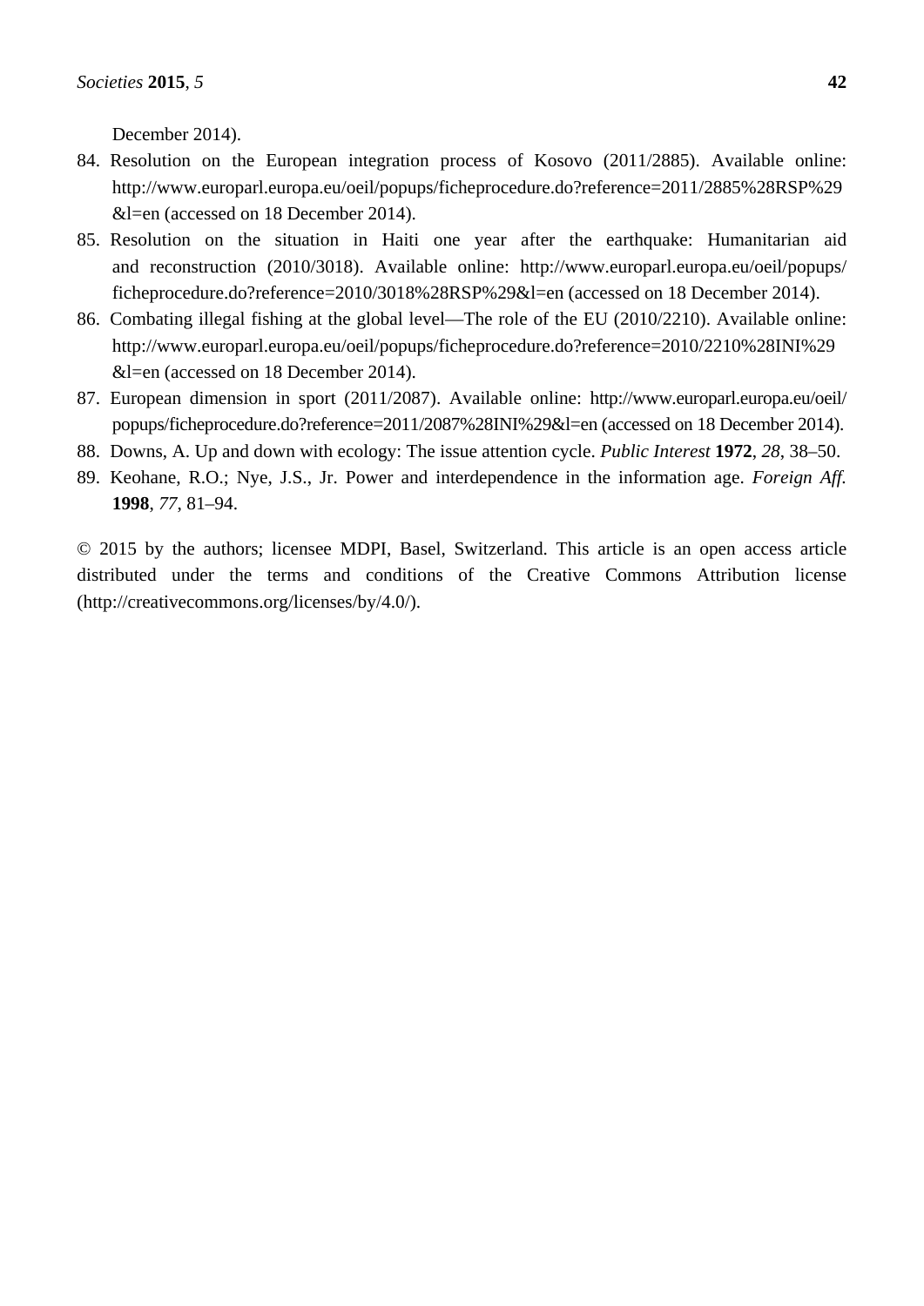December 2014).

84. Resolution on the European integration process of Kosovo (2011/2885). Available online: http://www.europarl.europa.eu/oeil/popups/ficheprocedure.do?reference=2011/2885%28RSP%29&l=en (accessed on 18 December 2014).
85. Resolution on the situation in Haiti one year after the earthquake: Humanitarian aid and reconstruction (2010/3018). Available online: http://www.europarl.europa.eu/oeil/popups/ficheprocedure.do?reference=2010/3018%28RSP%29&l=en (accessed on 18 December 2014).
86. Combating illegal fishing at the global level—The role of the EU (2010/2210). Available online: http://www.europarl.europa.eu/oeil/popups/ficheprocedure.do?reference=2010/2210%28INI%29&l=en (accessed on 18 December 2014).
87. European dimension in sport (2011/2087). Available online: http://www.europarl.europa.eu/oeil/popups/ficheprocedure.do?reference=2011/2087%28INI%29&l=en (accessed on 18 December 2014).
88. Downs, A. Up and down with ecology: The issue attention cycle. *Public Interest* **1972**, *28*, 38–50.
89. Keohane, R.O.; Nye, J.S., Jr. Power and interdependence in the information age. *Foreign Aff.* **1998**, *77*, 81–94.

© 2015 by the authors; licensee MDPI, Basel, Switzerland. This article is an open access article distributed under the terms and conditions of the Creative Commons Attribution license (http://creativecommons.org/licenses/by/4.0/).